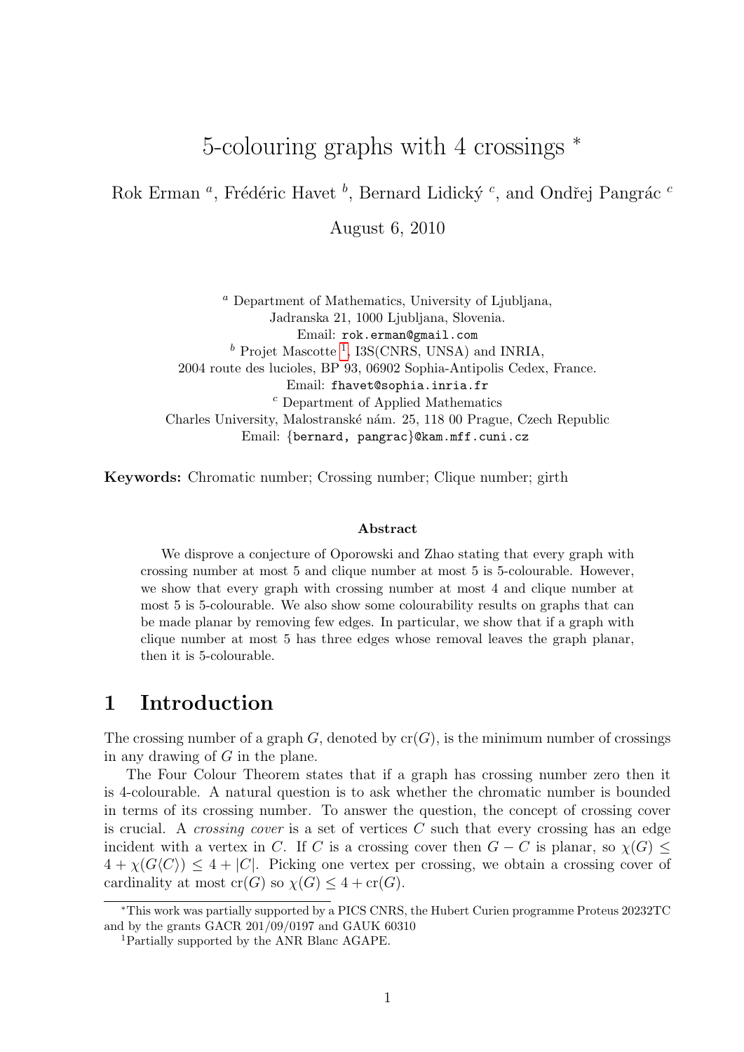# 5-colouring graphs with 4 crossings *

Rok Erman [a], Frédéric Havet [b], Bernard Lidický [c], and Ondřej Pangrác [c]

August 6, 2010

[a] Department of Mathematics, University of Ljubljana,
Jadranska 21, 1000 Ljubljana, Slovenia.
Email: rok.erman@gmail.com

[b] Projet Mascotte [1], I3S(CNRS, UNSA) and INRIA,
2004 route des lucioles, BP 93, 06902 Sophia-Antipolis Cedex, France.
Email: fhavet@sophia.inria.fr

[c] Department of Applied Mathematics
Charles University, Malostranské nám. 25, 118 00 Prague, Czech Republic
Email: {bernard, pangrac}@kam.mff.cuni.cz

**Keywords:** Chromatic number; Crossing number; Clique number; girth

### Abstract

We disprove a conjecture of Oporowski and Zhao stating that every graph with crossing number at most 5 and clique number at most 5 is 5-colourable. However, we show that every graph with crossing number at most 4 and clique number at most 5 is 5-colourable. We also show some colourability results on graphs that can be made planar by removing few edges. In particular, we show that if a graph with clique number at most 5 has three edges whose removal leaves the graph planar, then it is 5-colourable.

## 1 Introduction

The crossing number of a graph $G$, denoted by $\mathrm{cr}(G)$, is the minimum number of crossings in any drawing of $G$ in the plane.

The Four Colour Theorem states that if a graph has crossing number zero then it is 4-colourable. A natural question is to ask whether the chromatic number is bounded in terms of its crossing number. To answer the question, the concept of crossing cover is crucial. A *crossing cover* is a set of vertices $C$ such that every crossing has an edge incident with a vertex in $C$. If $C$ is a crossing cover then $G - C$ is planar, so $\chi(G) \leq 4 + \chi(G\langle C\rangle) \leq 4 + |C|$. Picking one vertex per crossing, we obtain a crossing cover of cardinality at most $\mathrm{cr}(G)$ so $\chi(G) \leq 4 + \mathrm{cr}(G)$.

*This work was partially supported by a PICS CNRS, the Hubert Curien programme Proteus 20232TC and by the grants GACR 201/09/0197 and GAUK 60310

[1] Partially supported by the ANR Blanc AGAPE.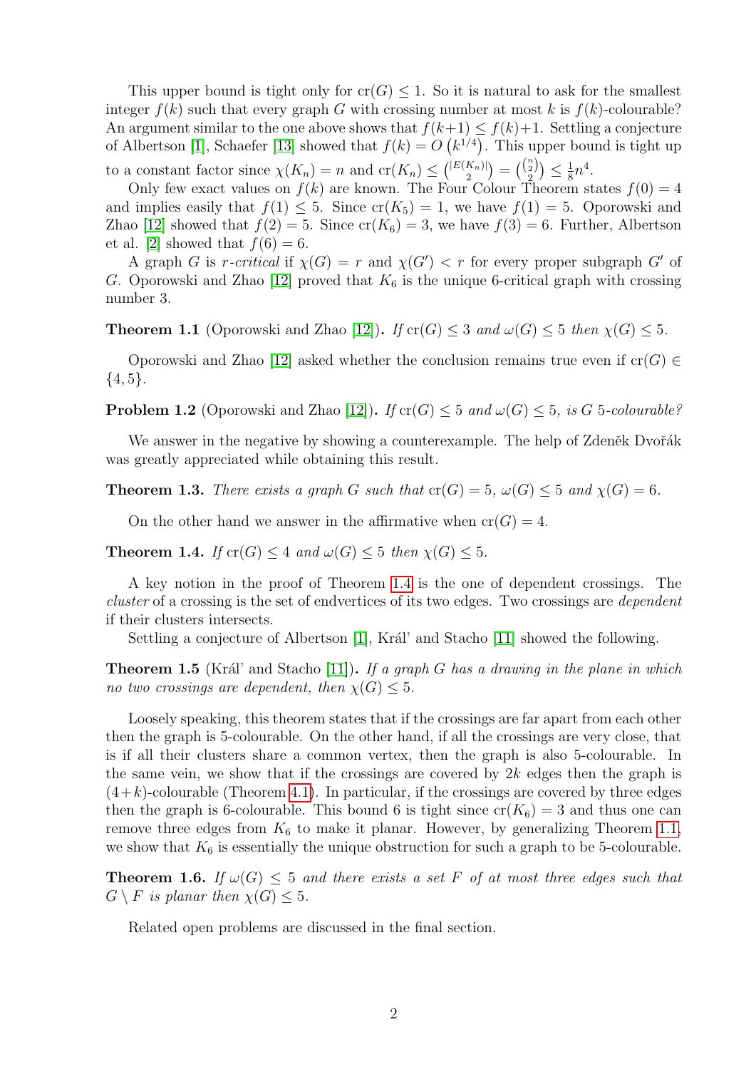This upper bound is tight only for $\mathrm{cr}(G) \leq 1$. So it is natural to ask for the smallest integer $f(k)$ such that every graph $G$ with crossing number at most $k$ is $f(k)$-colourable? An argument similar to the one above shows that $f(k+1) \leq f(k)+1$. Settling a conjecture of Albertson [1], Schaefer [13] showed that $f(k) = O\left(k^{1/4}\right)$. This upper bound is tight up to a constant factor since $\chi(K_n) = n$ and $\mathrm{cr}(K_n) \leq \binom{|E(K_n)|}{2} = \binom{\binom{n}{2}}{2} \leq \frac{1}{8}n^4$.

Only few exact values on $f(k)$ are known. The Four Colour Theorem states $f(0) = 4$ and implies easily that $f(1) \leq 5$. Since $\mathrm{cr}(K_5) = 1$, we have $f(1) = 5$. Oporowski and Zhao [12] showed that $f(2) = 5$. Since $\mathrm{cr}(K_6) = 3$, we have $f(3) = 6$. Further, Albertson et al. [2] showed that $f(6) = 6$.

A graph $G$ is *$r$-critical* if $\chi(G) = r$ and $\chi(G') < r$ for every proper subgraph $G'$ of $G$. Oporowski and Zhao [12] proved that $K_6$ is the unique 6-critical graph with crossing number 3.

**Theorem 1.1** (Oporowski and Zhao [12])**.** *If $\mathrm{cr}(G) \leq 3$ and $\omega(G) \leq 5$ then $\chi(G) \leq 5$.*

Oporowski and Zhao [12] asked whether the conclusion remains true even if $\mathrm{cr}(G) \in \{4, 5\}$.

**Problem 1.2** (Oporowski and Zhao [12])**.** *If $\mathrm{cr}(G) \leq 5$ and $\omega(G) \leq 5$, is $G$ 5-colourable?*

We answer in the negative by showing a counterexample. The help of Zdeněk Dvořák was greatly appreciated while obtaining this result.

**Theorem 1.3.** *There exists a graph $G$ such that $\mathrm{cr}(G) = 5$, $\omega(G) \leq 5$ and $\chi(G) = 6$.*

On the other hand we answer in the affirmative when $\mathrm{cr}(G) = 4$.

**Theorem 1.4.** *If $\mathrm{cr}(G) \leq 4$ and $\omega(G) \leq 5$ then $\chi(G) \leq 5$.*

A key notion in the proof of Theorem 1.4 is the one of dependent crossings. The *cluster* of a crossing is the set of endvertices of its two edges. Two crossings are *dependent* if their clusters intersects.

Settling a conjecture of Albertson [1], Král' and Stacho [11] showed the following.

**Theorem 1.5** (Král' and Stacho [11])**.** *If a graph $G$ has a drawing in the plane in which no two crossings are dependent, then $\chi(G) \leq 5$.*

Loosely speaking, this theorem states that if the crossings are far apart from each other then the graph is 5-colourable. On the other hand, if all the crossings are very close, that is if all their clusters share a common vertex, then the graph is also 5-colourable. In the same vein, we show that if the crossings are covered by $2k$ edges then the graph is $(4+k)$-colourable (Theorem 4.1). In particular, if the crossings are covered by three edges then the graph is 6-colourable. This bound 6 is tight since $\mathrm{cr}(K_6) = 3$ and thus one can remove three edges from $K_6$ to make it planar. However, by generalizing Theorem 1.1, we show that $K_6$ is essentially the unique obstruction for such a graph to be 5-colourable.

**Theorem 1.6.** *If $\omega(G) \leq 5$ and there exists a set $F$ of at most three edges such that $G \setminus F$ is planar then $\chi(G) \leq 5$.*

Related open problems are discussed in the final section.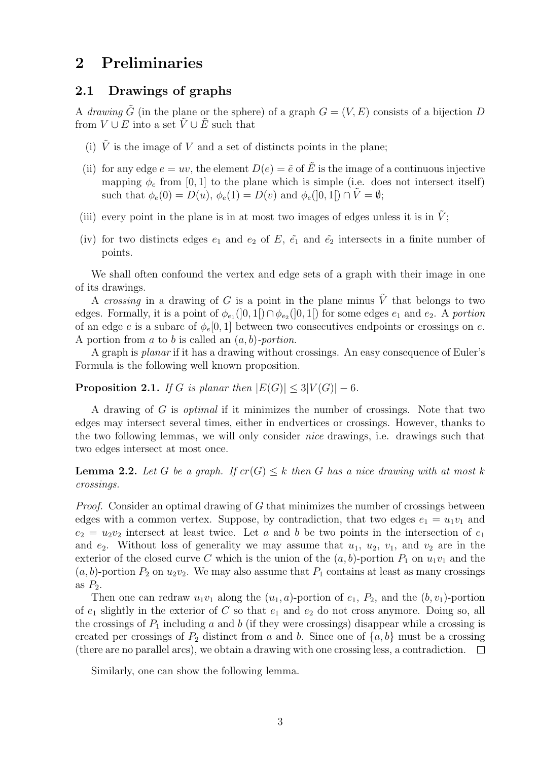# 2 Preliminaries

## 2.1 Drawings of graphs

A *drawing* $\tilde{G}$ (in the plane or the sphere) of a graph $G = (V, E)$ consists of a bijection $D$ from $V \cup E$ into a set $\tilde{V} \cup \tilde{E}$ such that

(i) $\tilde{V}$ is the image of $V$ and a set of distincts points in the plane;

(ii) for any edge $e = uv$, the element $D(e) = \tilde{e}$ of $\tilde{E}$ is the image of a continuous injective mapping $\phi_e$ from $[0, 1]$ to the plane which is simple (i.e. does not intersect itself) such that $\phi_e(0) = D(u)$, $\phi_e(1) = D(v)$ and $\phi_e(]0, 1[) \cap \tilde{V} = \emptyset$;

(iii) every point in the plane is in at most two images of edges unless it is in $\tilde{V}$;

(iv) for two distincts edges $e_1$ and $e_2$ of $E$, $\tilde{e_1}$ and $\tilde{e_2}$ intersects in a finite number of points.

We shall often confound the vertex and edge sets of a graph with their image in one of its drawings.

A *crossing* in a drawing of $G$ is a point in the plane minus $\tilde{V}$ that belongs to two edges. Formally, it is a point of $\phi_{e_1}(]0, 1[) \cap \phi_{e_2}(]0, 1[)$ for some edges $e_1$ and $e_2$. A *portion* of an edge $e$ is a subarc of $\phi_e[0, 1]$ between two consecutives endpoints or crossings on $e$. A portion from $a$ to $b$ is called an $(a, b)$*-portion*.

A graph is *planar* if it has a drawing without crossings. An easy consequence of Euler's Formula is the following well known proposition.

**Proposition 2.1.** *If $G$ is planar then $|E(G)| \leq 3|V(G)| - 6$.*

A drawing of $G$ is *optimal* if it minimizes the number of crossings. Note that two edges may intersect several times, either in endvertices or crossings. However, thanks to the two following lemmas, we will only consider *nice* drawings, i.e. drawings such that two edges intersect at most once.

**Lemma 2.2.** *Let $G$ be a graph. If $cr(G) \leq k$ then $G$ has a nice drawing with at most $k$ crossings.*

*Proof.* Consider an optimal drawing of $G$ that minimizes the number of crossings between edges with a common vertex. Suppose, by contradiction, that two edges $e_1 = u_1v_1$ and $e_2 = u_2v_2$ intersect at least twice. Let $a$ and $b$ be two points in the intersection of $e_1$ and $e_2$. Without loss of generality we may assume that $u_1$, $u_2$, $v_1$, and $v_2$ are in the exterior of the closed curve $C$ which is the union of the $(a, b)$-portion $P_1$ on $u_1v_1$ and the $(a, b)$-portion $P_2$ on $u_2v_2$. We may also assume that $P_1$ contains at least as many crossings as $P_2$.

Then one can redraw $u_1v_1$ along the $(u_1, a)$-portion of $e_1$, $P_2$, and the $(b, v_1)$-portion of $e_1$ slightly in the exterior of $C$ so that $e_1$ and $e_2$ do not cross anymore. Doing so, all the crossings of $P_1$ including $a$ and $b$ (if they were crossings) disappear while a crossing is created per crossings of $P_2$ distinct from $a$ and $b$. Since one of $\{a, b\}$ must be a crossing (there are no parallel arcs), we obtain a drawing with one crossing less, a contradiction. $\square$

Similarly, one can show the following lemma.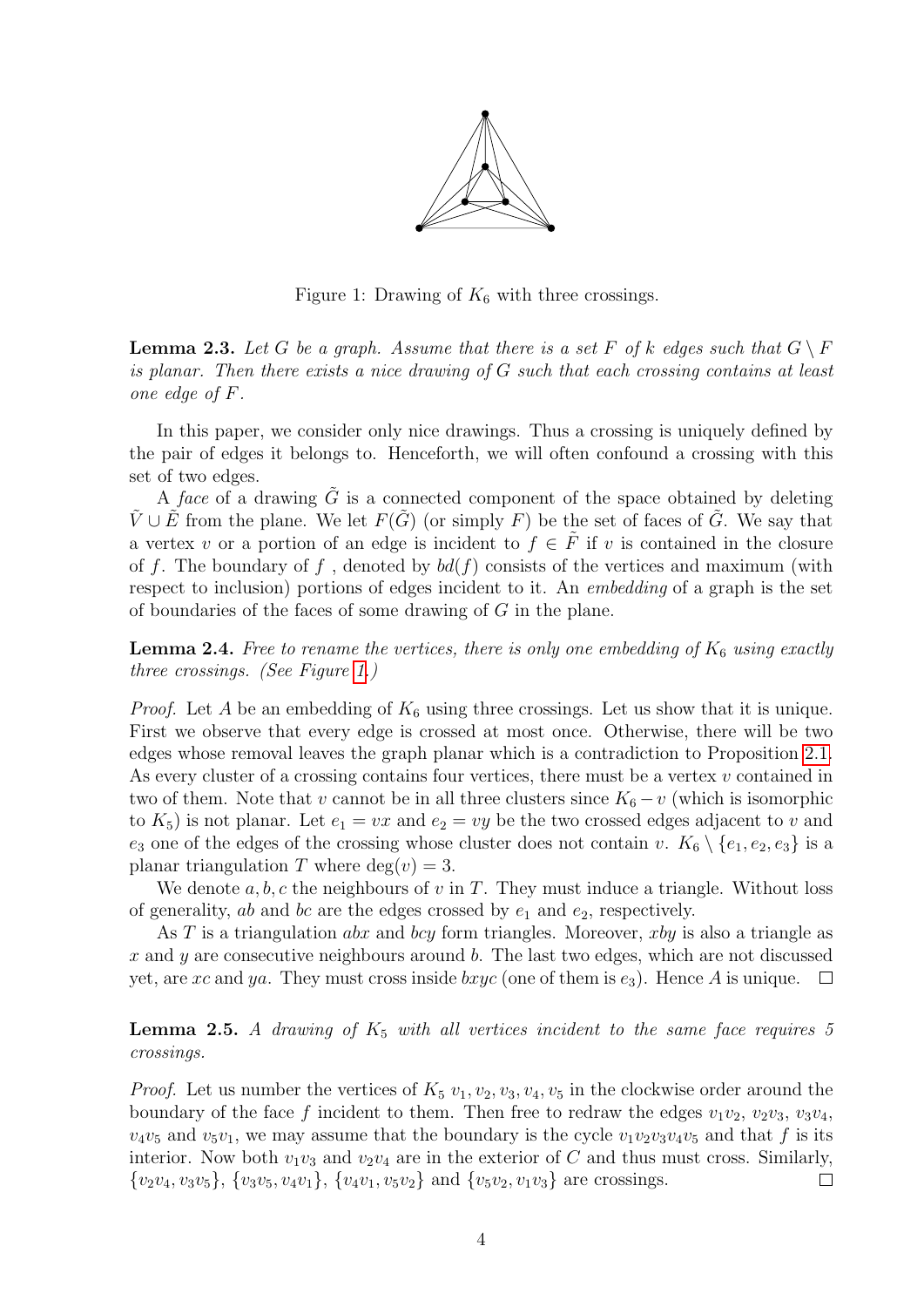Figure 1: Drawing of $K_6$ with three crossings.

**Lemma 2.3.** *Let $G$ be a graph. Assume that there is a set $F$ of $k$ edges such that $G \setminus F$ is planar. Then there exists a nice drawing of $G$ such that each crossing contains at least one edge of $F$.*

In this paper, we consider only nice drawings. Thus a crossing is uniquely defined by the pair of edges it belongs to. Henceforth, we will often confound a crossing with this set of two edges.

A *face* of a drawing $\tilde{G}$ is a connected component of the space obtained by deleting $\tilde{V} \cup \tilde{E}$ from the plane. We let $F(\tilde{G})$ (or simply $F$) be the set of faces of $\tilde{G}$. We say that a vertex $v$ or a portion of an edge is incident to $f \in \tilde{F}$ if $v$ is contained in the closure of $f$. The boundary of $f$, denoted by $bd(f)$ consists of the vertices and maximum (with respect to inclusion) portions of edges incident to it. An *embedding* of a graph is the set of boundaries of the faces of some drawing of $G$ in the plane.

**Lemma 2.4.** *Free to rename the vertices, there is only one embedding of $K_6$ using exactly three crossings. (See Figure 1.)*

*Proof.* Let $A$ be an embedding of $K_6$ using three crossings. Let us show that it is unique. First we observe that every edge is crossed at most once. Otherwise, there will be two edges whose removal leaves the graph planar which is a contradiction to Proposition 2.1. As every cluster of a crossing contains four vertices, there must be a vertex $v$ contained in two of them. Note that $v$ cannot be in all three clusters since $K_6 - v$ (which is isomorphic to $K_5$) is not planar. Let $e_1 = vx$ and $e_2 = vy$ be the two crossed edges adjacent to $v$ and $e_3$ one of the edges of the crossing whose cluster does not contain $v$. $K_6 \setminus \{e_1, e_2, e_3\}$ is a planar triangulation $T$ where $\deg(v) = 3$.

We denote $a, b, c$ the neighbours of $v$ in $T$. They must induce a triangle. Without loss of generality, $ab$ and $bc$ are the edges crossed by $e_1$ and $e_2$, respectively.

As $T$ is a triangulation $abx$ and $bcy$ form triangles. Moreover, $xby$ is also a triangle as $x$ and $y$ are consecutive neighbours around $b$. The last two edges, which are not discussed yet, are $xc$ and $ya$. They must cross inside $bxyc$ (one of them is $e_3$). Hence $A$ is unique. $\square$

**Lemma 2.5.** *A drawing of $K_5$ with all vertices incident to the same face requires 5 crossings.*

*Proof.* Let us number the vertices of $K_5$ $v_1, v_2, v_3, v_4, v_5$ in the clockwise order around the boundary of the face $f$ incident to them. Then free to redraw the edges $v_1v_2$, $v_2v_3$, $v_3v_4$, $v_4v_5$ and $v_5v_1$, we may assume that the boundary is the cycle $v_1v_2v_3v_4v_5$ and that $f$ is its interior. Now both $v_1v_3$ and $v_2v_4$ are in the exterior of $C$ and thus must cross. Similarly, $\{v_2v_4, v_3v_5\}$, $\{v_3v_5, v_4v_1\}$, $\{v_4v_1, v_5v_2\}$ and $\{v_5v_2, v_1v_3\}$ are crossings. $\square$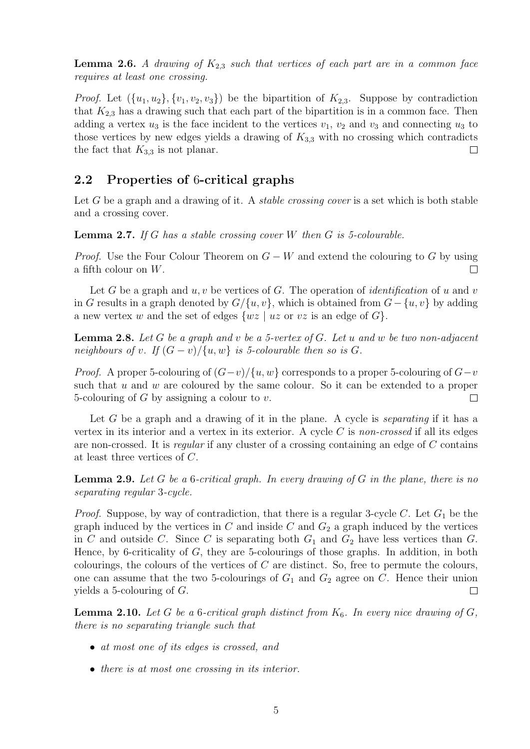**Lemma 2.6.** *A drawing of $K_{2,3}$ such that vertices of each part are in a common face requires at least one crossing.*

*Proof.* Let $(\{u_1, u_2\}, \{v_1, v_2, v_3\})$ be the bipartition of $K_{2,3}$. Suppose by contradiction that $K_{2,3}$ has a drawing such that each part of the bipartition is in a common face. Then adding a vertex $u_3$ is the face incident to the vertices $v_1$, $v_2$ and $v_3$ and connecting $u_3$ to those vertices by new edges yields a drawing of $K_{3,3}$ with no crossing which contradicts the fact that $K_{3,3}$ is not planar. □

## 2.2 Properties of 6-critical graphs

Let $G$ be a graph and a drawing of it. A *stable crossing cover* is a set which is both stable and a crossing cover.

**Lemma 2.7.** *If $G$ has a stable crossing cover $W$ then $G$ is 5-colourable.*

*Proof.* Use the Four Colour Theorem on $G - W$ and extend the colouring to $G$ by using a fifth colour on $W$. □

Let $G$ be a graph and $u, v$ be vertices of $G$. The operation of *identification* of $u$ and $v$ in $G$ results in a graph denoted by $G/\{u, v\}$, which is obtained from $G - \{u, v\}$ by adding a new vertex $w$ and the set of edges $\{wz \mid uz \text{ or } vz \text{ is an edge of } G\}$.

**Lemma 2.8.** *Let $G$ be a graph and $v$ be a 5-vertex of $G$. Let $u$ and $w$ be two non-adjacent neighbours of $v$. If $(G - v)/\{u, w\}$ is 5-colourable then so is $G$.*

*Proof.* A proper 5-colouring of $(G - v)/\{u, w\}$ corresponds to a proper 5-colouring of $G - v$ such that $u$ and $w$ are coloured by the same colour. So it can be extended to a proper 5-colouring of $G$ by assigning a colour to $v$. □

Let $G$ be a graph and a drawing of it in the plane. A cycle is *separating* if it has a vertex in its interior and a vertex in its exterior. A cycle $C$ is *non-crossed* if all its edges are non-crossed. It is *regular* if any cluster of a crossing containing an edge of $C$ contains at least three vertices of $C$.

**Lemma 2.9.** *Let $G$ be a 6-critical graph. In every drawing of $G$ in the plane, there is no separating regular 3-cycle.*

*Proof.* Suppose, by way of contradiction, that there is a regular 3-cycle $C$. Let $G_1$ be the graph induced by the vertices in $C$ and inside $C$ and $G_2$ a graph induced by the vertices in $C$ and outside $C$. Since $C$ is separating both $G_1$ and $G_2$ have less vertices than $G$. Hence, by 6-criticality of $G$, they are 5-colourings of those graphs. In addition, in both colourings, the colours of the vertices of $C$ are distinct. So, free to permute the colours, one can assume that the two 5-colourings of $G_1$ and $G_2$ agree on $C$. Hence their union yields a 5-colouring of $G$. □

**Lemma 2.10.** *Let $G$ be a 6-critical graph distinct from $K_6$. In every nice drawing of $G$, there is no separating triangle such that*

- *at most one of its edges is crossed, and*
- *there is at most one crossing in its interior.*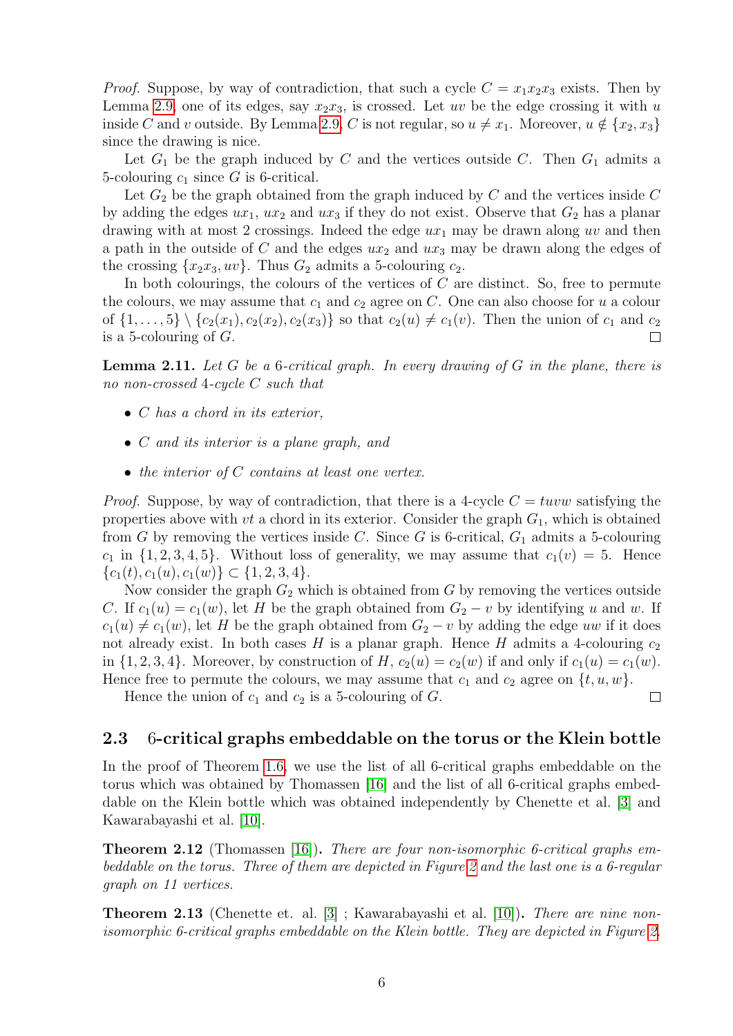*Proof.* Suppose, by way of contradiction, that such a cycle $C = x_1x_2x_3$ exists. Then by Lemma 2.9, one of its edges, say $x_2x_3$, is crossed. Let $uv$ be the edge crossing it with $u$ inside $C$ and $v$ outside. By Lemma 2.9, $C$ is not regular, so $u \neq x_1$. Moreover, $u \notin \{x_2, x_3\}$ since the drawing is nice.

Let $G_1$ be the graph induced by $C$ and the vertices outside $C$. Then $G_1$ admits a 5-colouring $c_1$ since $G$ is 6-critical.

Let $G_2$ be the graph obtained from the graph induced by $C$ and the vertices inside $C$ by adding the edges $ux_1$, $ux_2$ and $ux_3$ if they do not exist. Observe that $G_2$ has a planar drawing with at most 2 crossings. Indeed the edge $ux_1$ may be drawn along $uv$ and then a path in the outside of $C$ and the edges $ux_2$ and $ux_3$ may be drawn along the edges of the crossing $\{x_2x_3, uv\}$. Thus $G_2$ admits a 5-colouring $c_2$.

In both colourings, the colours of the vertices of $C$ are distinct. So, free to permute the colours, we may assume that $c_1$ and $c_2$ agree on $C$. One can also choose for $u$ a colour of $\{1, \ldots, 5\} \setminus \{c_2(x_1), c_2(x_2), c_2(x_3)\}$ so that $c_2(u) \neq c_1(v)$. Then the union of $c_1$ and $c_2$ is a 5-colouring of $G$. $\square$

**Lemma 2.11.** *Let $G$ be a 6-critical graph. In every drawing of $G$ in the plane, there is no non-crossed 4-cycle $C$ such that*

- *$C$ has a chord in its exterior,*
- *$C$ and its interior is a plane graph, and*
- *the interior of $C$ contains at least one vertex.*

*Proof.* Suppose, by way of contradiction, that there is a 4-cycle $C = tuvw$ satisfying the properties above with $vt$ a chord in its exterior. Consider the graph $G_1$, which is obtained from $G$ by removing the vertices inside $C$. Since $G$ is 6-critical, $G_1$ admits a 5-colouring $c_1$ in $\{1, 2, 3, 4, 5\}$. Without loss of generality, we may assume that $c_1(v) = 5$. Hence $\{c_1(t), c_1(u), c_1(w)\} \subset \{1, 2, 3, 4\}$.

Now consider the graph $G_2$ which is obtained from $G$ by removing the vertices outside $C$. If $c_1(u) = c_1(w)$, let $H$ be the graph obtained from $G_2 - v$ by identifying $u$ and $w$. If $c_1(u) \neq c_1(w)$, let $H$ be the graph obtained from $G_2 - v$ by adding the edge $uw$ if it does not already exist. In both cases $H$ is a planar graph. Hence $H$ admits a 4-colouring $c_2$ in $\{1, 2, 3, 4\}$. Moreover, by construction of $H$, $c_2(u) = c_2(w)$ if and only if $c_1(u) = c_1(w)$. Hence free to permute the colours, we may assume that $c_1$ and $c_2$ agree on $\{t, u, w\}$.

Hence the union of $c_1$ and $c_2$ is a 5-colouring of $G$. $\square$

### 2.3 6-critical graphs embeddable on the torus or the Klein bottle

In the proof of Theorem 1.6, we use the list of all 6-critical graphs embeddable on the torus which was obtained by Thomassen [16] and the list of all 6-critical graphs embeddable on the Klein bottle which was obtained independently by Chenette et al. [3] and Kawarabayashi et al. [10].

**Theorem 2.12** (Thomassen [16])**.** *There are four non-isomorphic 6-critical graphs embeddable on the torus. Three of them are depicted in Figure 2 and the last one is a 6-regular graph on 11 vertices.*

**Theorem 2.13** (Chenette et. al. [3] ; Kawarabayashi et al. [10])**.** *There are nine non-isomorphic 6-critical graphs embeddable on the Klein bottle. They are depicted in Figure 2.*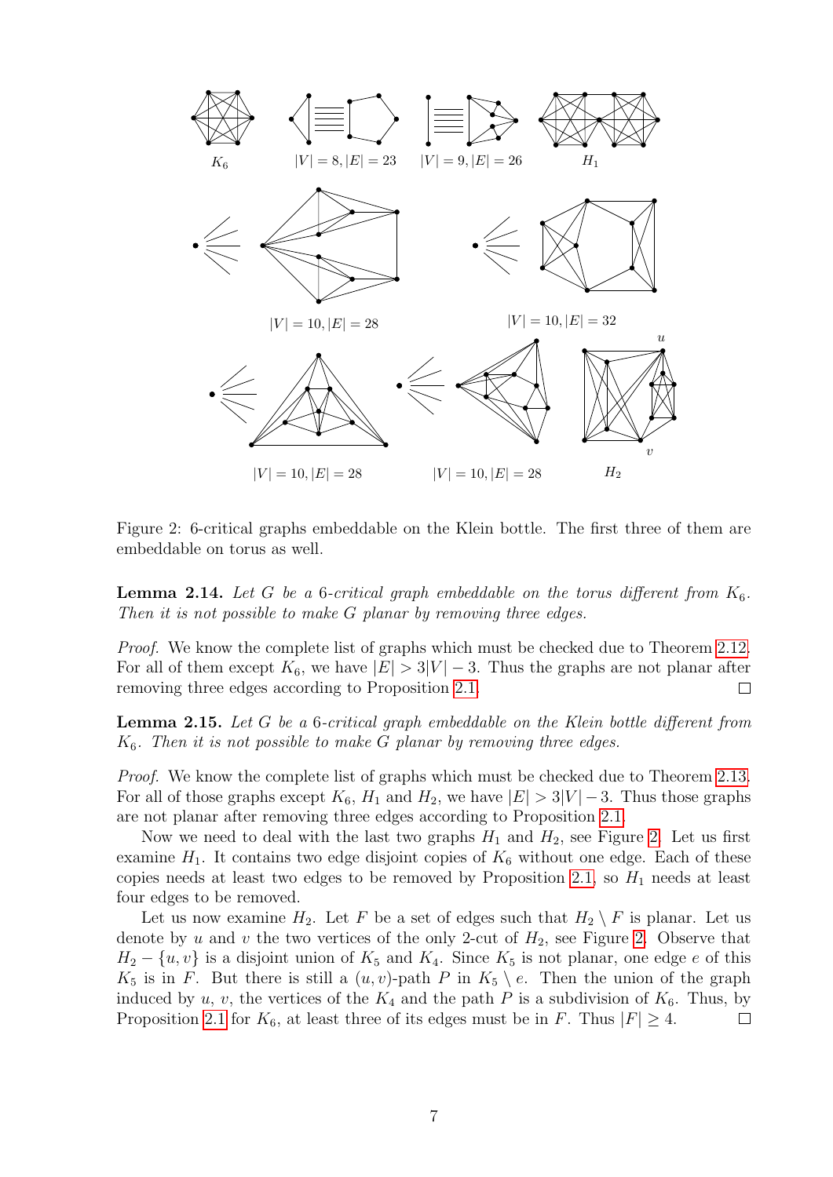$K_6$ $|V| = 8, |E| = 23$ $|V| = 9, |E| = 26$ $H_1$

$|V| = 10, |E| = 28$ $|V| = 10, |E| = 32$

$|V| = 10, |E| = 28$ $|V| = 10, |E| = 28$ $H_2$

Figure 2: 6-critical graphs embeddable on the Klein bottle. The first three of them are embeddable on torus as well.

**Lemma 2.14.** *Let $G$ be a 6-critical graph embeddable on the torus different from $K_6$. Then it is not possible to make $G$ planar by removing three edges.*

*Proof.* We know the complete list of graphs which must be checked due to Theorem 2.12. For all of them except $K_6$, we have $|E| > 3|V| - 3$. Thus the graphs are not planar after removing three edges according to Proposition 2.1. $\square$

**Lemma 2.15.** *Let $G$ be a 6-critical graph embeddable on the Klein bottle different from $K_6$. Then it is not possible to make $G$ planar by removing three edges.*

*Proof.* We know the complete list of graphs which must be checked due to Theorem 2.13. For all of those graphs except $K_6$, $H_1$ and $H_2$, we have $|E| > 3|V| - 3$. Thus those graphs are not planar after removing three edges according to Proposition 2.1.

Now we need to deal with the last two graphs $H_1$ and $H_2$, see Figure 2. Let us first examine $H_1$. It contains two edge disjoint copies of $K_6$ without one edge. Each of these copies needs at least two edges to be removed by Proposition 2.1, so $H_1$ needs at least four edges to be removed.

Let us now examine $H_2$. Let $F$ be a set of edges such that $H_2 \setminus F$ is planar. Let us denote by $u$ and $v$ the two vertices of the only 2-cut of $H_2$, see Figure 2. Observe that $H_2 - \{u, v\}$ is a disjoint union of $K_5$ and $K_4$. Since $K_5$ is not planar, one edge $e$ of this $K_5$ is in $F$. But there is still a $(u, v)$-path $P$ in $K_5 \setminus e$. Then the union of the graph induced by $u$, $v$, the vertices of the $K_4$ and the path $P$ is a subdivision of $K_6$. Thus, by Proposition 2.1 for $K_6$, at least three of its edges must be in $F$. Thus $|F| \geq 4$. $\square$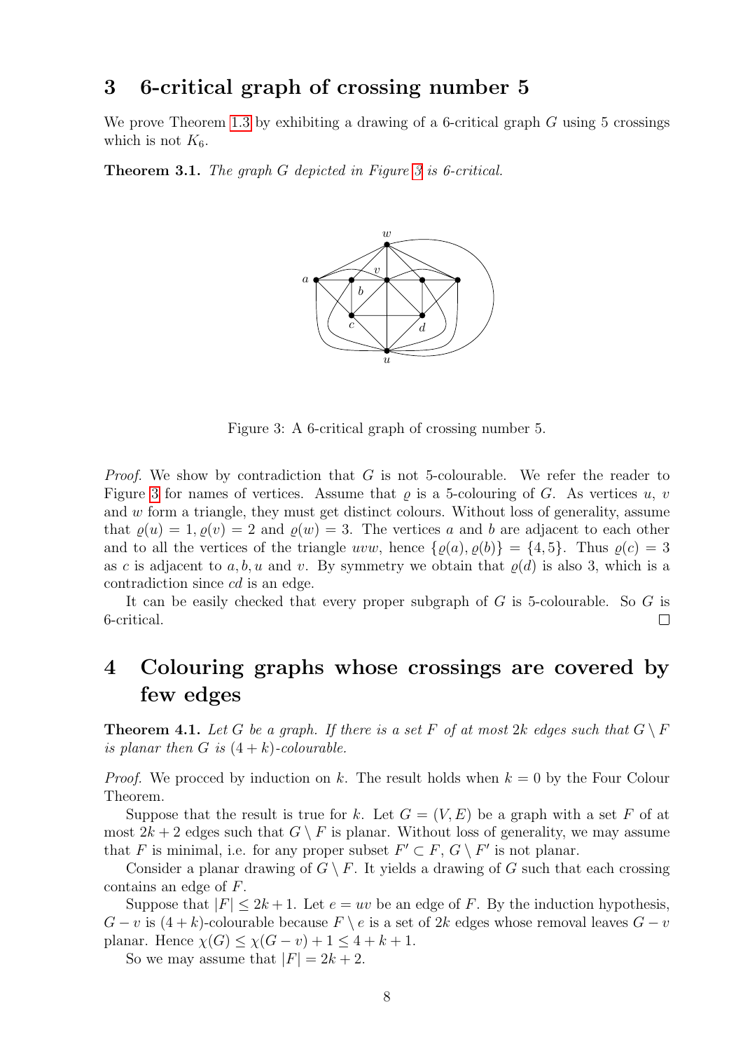## 3 6-critical graph of crossing number 5

We prove Theorem 1.3 by exhibiting a drawing of a 6-critical graph $G$ using 5 crossings which is not $K_6$.

**Theorem 3.1.** *The graph $G$ depicted in Figure 3 is 6-critical.*

Figure 3: A 6-critical graph of crossing number 5.

*Proof.* We show by contradiction that $G$ is not 5-colourable. We refer the reader to Figure 3 for names of vertices. Assume that $\varrho$ is a 5-colouring of $G$. As vertices $u$, $v$ and $w$ form a triangle, they must get distinct colours. Without loss of generality, assume that $\varrho(u) = 1$, $\varrho(v) = 2$ and $\varrho(w) = 3$. The vertices $a$ and $b$ are adjacent to each other and to all the vertices of the triangle $uvw$, hence $\{\varrho(a), \varrho(b)\} = \{4, 5\}$. Thus $\varrho(c) = 3$ as $c$ is adjacent to $a, b, u$ and $v$. By symmetry we obtain that $\varrho(d)$ is also 3, which is a contradiction since $cd$ is an edge.

It can be easily checked that every proper subgraph of $G$ is 5-colourable. So $G$ is 6-critical. $\square$

## 4 Colouring graphs whose crossings are covered by few edges

**Theorem 4.1.** *Let $G$ be a graph. If there is a set $F$ of at most $2k$ edges such that $G \setminus F$ is planar then $G$ is $(4 + k)$-colourable.*

*Proof.* We procced by induction on $k$. The result holds when $k = 0$ by the Four Colour Theorem.

Suppose that the result is true for $k$. Let $G = (V, E)$ be a graph with a set $F$ of at most $2k + 2$ edges such that $G \setminus F$ is planar. Without loss of generality, we may assume that $F$ is minimal, i.e. for any proper subset $F' \subset F$, $G \setminus F'$ is not planar.

Consider a planar drawing of $G \setminus F$. It yields a drawing of $G$ such that each crossing contains an edge of $F$.

Suppose that $|F| \leq 2k + 1$. Let $e = uv$ be an edge of $F$. By the induction hypothesis, $G - v$ is $(4 + k)$-colourable because $F \setminus e$ is a set of $2k$ edges whose removal leaves $G - v$ planar. Hence $\chi(G) \leq \chi(G - v) + 1 \leq 4 + k + 1$.

So we may assume that $|F| = 2k + 2$.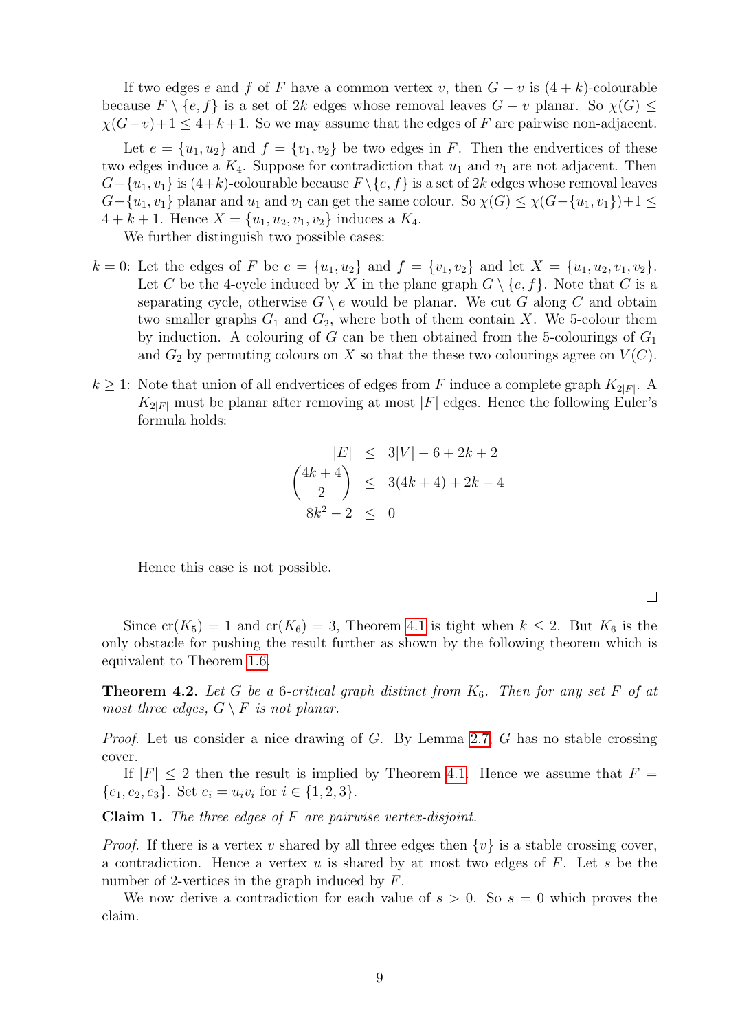If two edges $e$ and $f$ of $F$ have a common vertex $v$, then $G - v$ is $(4+k)$-colourable because $F \setminus \{e, f\}$ is a set of $2k$ edges whose removal leaves $G - v$ planar. So $\chi(G) \leq \chi(G-v)+1 \leq 4+k+1$. So we may assume that the edges of $F$ are pairwise non-adjacent.

Let $e = \{u_1, u_2\}$ and $f = \{v_1, v_2\}$ be two edges in $F$. Then the endvertices of these two edges induce a $K_4$. Suppose for contradiction that $u_1$ and $v_1$ are not adjacent. Then $G-\{u_1, v_1\}$ is $(4+k)$-colourable because $F \setminus \{e, f\}$ is a set of $2k$ edges whose removal leaves $G-\{u_1, v_1\}$ planar and $u_1$ and $v_1$ can get the same colour. So $\chi(G) \leq \chi(G-\{u_1, v_1\})+1 \leq 4+k+1$. Hence $X = \{u_1, u_2, v_1, v_2\}$ induces a $K_4$.

We further distinguish two possible cases:

$k = 0$: Let the edges of $F$ be $e = \{u_1, u_2\}$ and $f = \{v_1, v_2\}$ and let $X = \{u_1, u_2, v_1, v_2\}$. Let $C$ be the 4-cycle induced by $X$ in the plane graph $G \setminus \{e, f\}$. Note that $C$ is a separating cycle, otherwise $G \setminus e$ would be planar. We cut $G$ along $C$ and obtain two smaller graphs $G_1$ and $G_2$, where both of them contain $X$. We 5-colour them by induction. A colouring of $G$ can be then obtained from the 5-colourings of $G_1$ and $G_2$ by permuting colours on $X$ so that the these two colourings agree on $V(C)$.

$k \geq 1$: Note that union of all endvertices of edges from $F$ induce a complete graph $K_{2|F|}$. A $K_{2|F|}$ must be planar after removing at most $|F|$ edges. Hence the following Euler's formula holds:

$$
\begin{aligned}
|E| &\leq 3|V| - 6 + 2k + 2 \\
\binom{4k+4}{2} &\leq 3(4k+4) + 2k - 4 \\
8k^2 - 2 &\leq 0
\end{aligned}
$$

Hence this case is not possible.

□

Since $\mathrm{cr}(K_5) = 1$ and $\mathrm{cr}(K_6) = 3$, Theorem 4.1 is tight when $k \leq 2$. But $K_6$ is the only obstacle for pushing the result further as shown by the following theorem which is equivalent to Theorem 1.6.

**Theorem 4.2.** *Let $G$ be a 6-critical graph distinct from $K_6$. Then for any set $F$ of at most three edges, $G \setminus F$ is not planar.*

*Proof.* Let us consider a nice drawing of $G$. By Lemma 2.7, $G$ has no stable crossing cover.

If $|F| \leq 2$ then the result is implied by Theorem 4.1. Hence we assume that $F = \{e_1, e_2, e_3\}$. Set $e_i = u_i v_i$ for $i \in \{1, 2, 3\}$.

**Claim 1.** *The three edges of $F$ are pairwise vertex-disjoint.*

*Proof.* If there is a vertex $v$ shared by all three edges then $\{v\}$ is a stable crossing cover, a contradiction. Hence a vertex $u$ is shared by at most two edges of $F$. Let $s$ be the number of 2-vertices in the graph induced by $F$.

We now derive a contradiction for each value of $s > 0$. So $s = 0$ which proves the claim.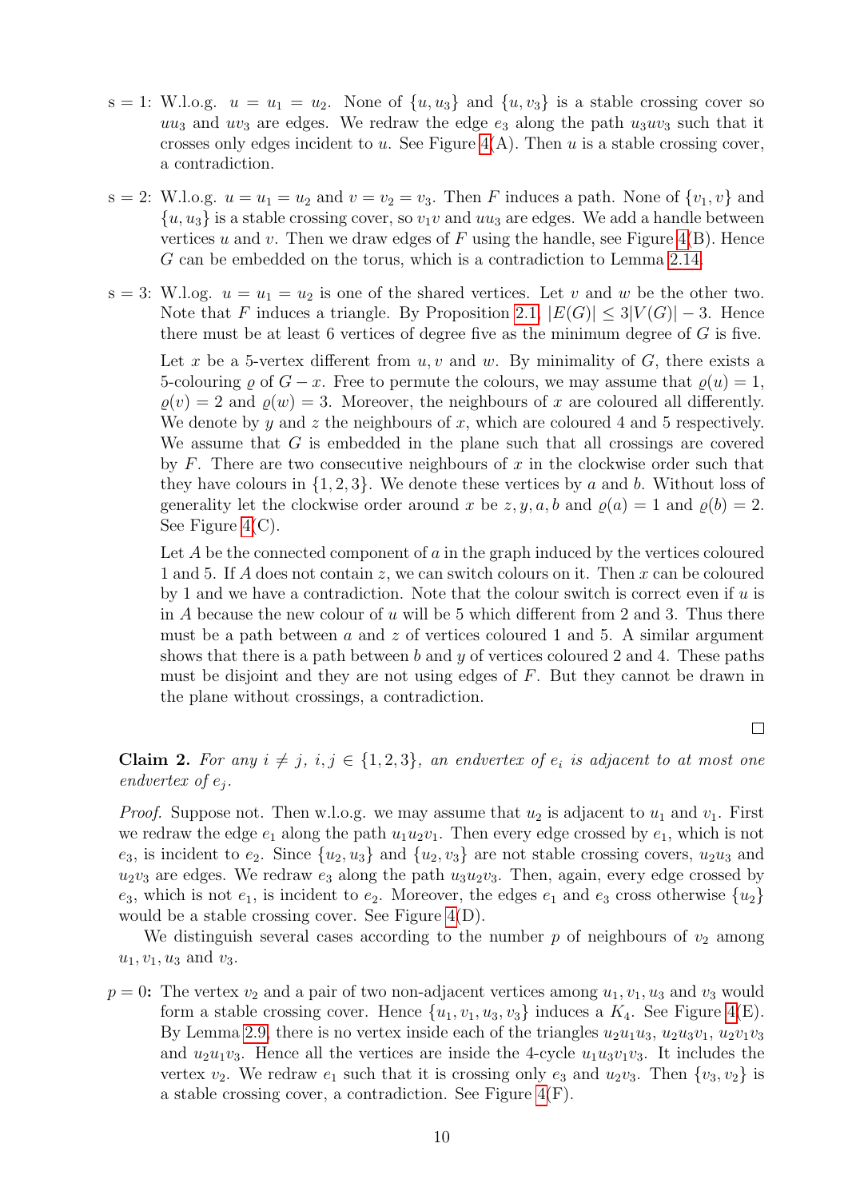s = 1: W.l.o.g. $u = u_1 = u_2$. None of $\{u, u_3\}$ and $\{u, v_3\}$ is a stable crossing cover so $uu_3$ and $uv_3$ are edges. We redraw the edge $e_3$ along the path $u_3uv_3$ such that it crosses only edges incident to $u$. See Figure 4(A). Then $u$ is a stable crossing cover, a contradiction.

s = 2: W.l.o.g. $u = u_1 = u_2$ and $v = v_2 = v_3$. Then $F$ induces a path. None of $\{v_1, v\}$ and $\{u, u_3\}$ is a stable crossing cover, so $v_1v$ and $uu_3$ are edges. We add a handle between vertices $u$ and $v$. Then we draw edges of $F$ using the handle, see Figure 4(B). Hence $G$ can be embedded on the torus, which is a contradiction to Lemma 2.14.

s = 3: W.l.o.g. $u = u_1 = u_2$ is one of the shared vertices. Let $v$ and $w$ be the other two. Note that $F$ induces a triangle. By Proposition 2.1, $|E(G)| \le 3|V(G)| - 3$. Hence there must be at least 6 vertices of degree five as the minimum degree of $G$ is five.

Let $x$ be a 5-vertex different from $u, v$ and $w$. By minimality of $G$, there exists a 5-colouring $\varrho$ of $G - x$. Free to permute the colours, we may assume that $\varrho(u) = 1$, $\varrho(v) = 2$ and $\varrho(w) = 3$. Moreover, the neighbours of $x$ are coloured all differently. We denote by $y$ and $z$ the neighbours of $x$, which are coloured 4 and 5 respectively. We assume that $G$ is embedded in the plane such that all crossings are covered by $F$. There are two consecutive neighbours of $x$ in the clockwise order such that they have colours in $\{1, 2, 3\}$. We denote these vertices by $a$ and $b$. Without loss of generality let the clockwise order around $x$ be $z, y, a, b$ and $\varrho(a) = 1$ and $\varrho(b) = 2$. See Figure 4(C).

Let $A$ be the connected component of $a$ in the graph induced by the vertices coloured 1 and 5. If $A$ does not contain $z$, we can switch colours on it. Then $x$ can be coloured by 1 and we have a contradiction. Note that the colour switch is correct even if $u$ is in $A$ because the new colour of $u$ will be 5 which different from 2 and 3. Thus there must be a path between $a$ and $z$ of vertices coloured 1 and 5. A similar argument shows that there is a path between $b$ and $y$ of vertices coloured 2 and 4. These paths must be disjoint and they are not using edges of $F$. But they cannot be drawn in the plane without crossings, a contradiction.

□

**Claim 2.** *For any $i \ne j$, $i, j \in \{1, 2, 3\}$, an endvertex of $e_i$ is adjacent to at most one endvertex of $e_j$.*

*Proof.* Suppose not. Then w.l.o.g. we may assume that $u_2$ is adjacent to $u_1$ and $v_1$. First we redraw the edge $e_1$ along the path $u_1u_2v_1$. Then every edge crossed by $e_1$, which is not $e_3$, is incident to $e_2$. Since $\{u_2, u_3\}$ and $\{u_2, v_3\}$ are not stable crossing covers, $u_2u_3$ and $u_2v_3$ are edges. We redraw $e_3$ along the path $u_3u_2v_3$. Then, again, every edge crossed by $e_3$, which is not $e_1$, is incident to $e_2$. Moreover, the edges $e_1$ and $e_3$ cross otherwise $\{u_2\}$ would be a stable crossing cover. See Figure 4(D).

We distinguish several cases according to the number $p$ of neighbours of $v_2$ among $u_1, v_1, u_3$ and $v_3$.

**$p = 0$:** The vertex $v_2$ and a pair of two non-adjacent vertices among $u_1, v_1, u_3$ and $v_3$ would form a stable crossing cover. Hence $\{u_1, v_1, u_3, v_3\}$ induces a $K_4$. See Figure 4(E). By Lemma 2.9, there is no vertex inside each of the triangles $u_2u_1u_3$, $u_2u_3v_1$, $u_2v_1v_3$ and $u_2u_1v_3$. Hence all the vertices are inside the 4-cycle $u_1u_3v_1v_3$. It includes the vertex $v_2$. We redraw $e_1$ such that it is crossing only $e_3$ and $u_2v_3$. Then $\{v_3, v_2\}$ is a stable crossing cover, a contradiction. See Figure 4(F).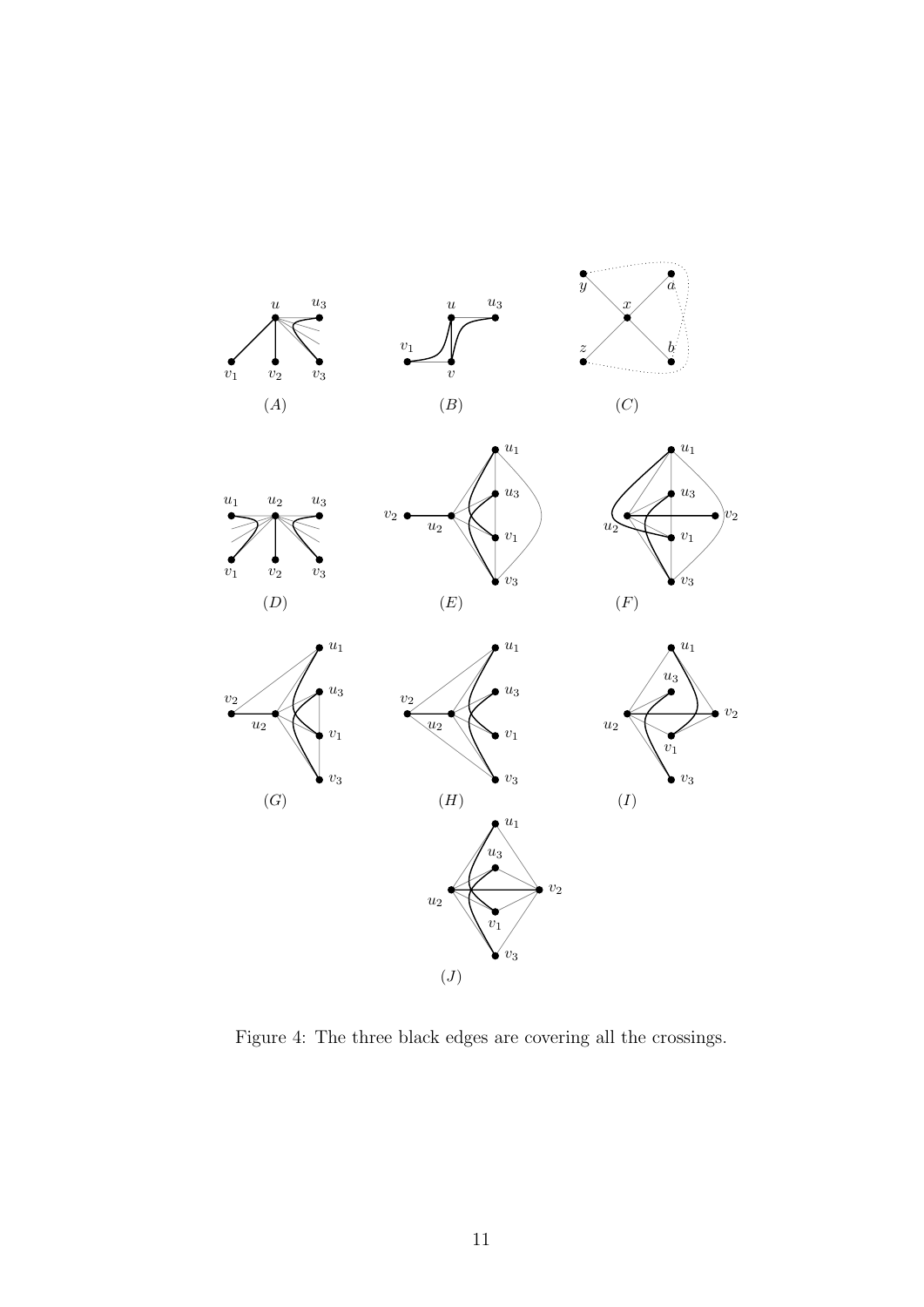Figure 4: The three black edges are covering all the crossings.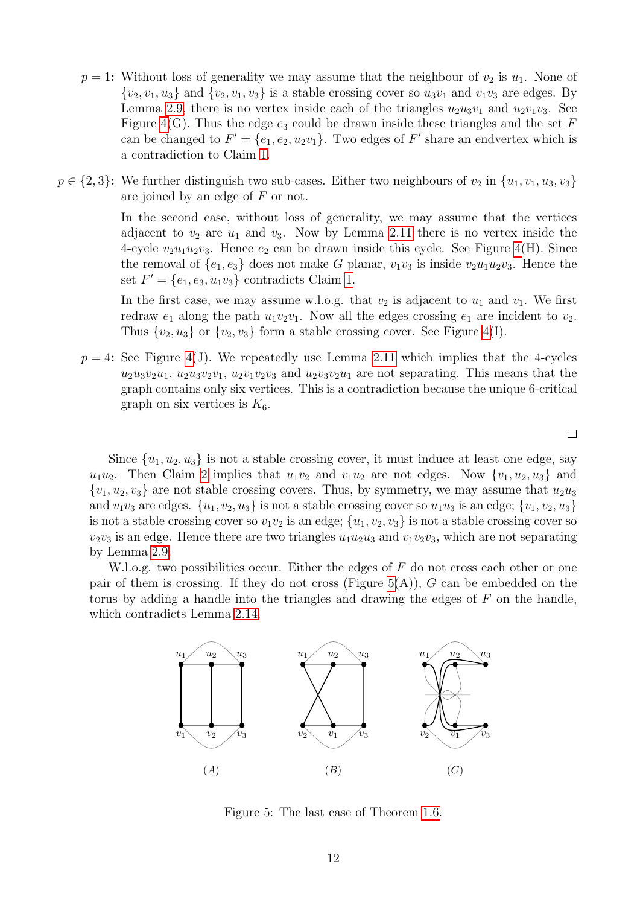- **$p = 1$:** Without loss of generality we may assume that the neighbour of $v_2$ is $u_1$. None of $\{v_2, v_1, u_3\}$ and $\{v_2, v_1, v_3\}$ is a stable crossing cover so $u_3v_1$ and $v_1v_3$ are edges. By Lemma 2.9, there is no vertex inside each of the triangles $u_2u_3v_1$ and $u_2v_1v_3$. See Figure 4(G). Thus the edge $e_3$ could be drawn inside these triangles and the set $F$ can be changed to $F' = \{e_1, e_2, u_2v_1\}$. Two edges of $F'$ share an endvertex which is a contradiction to Claim 1.

- **$p \in \{2, 3\}$:** We further distinguish two sub-cases. Either two neighbours of $v_2$ in $\{u_1, v_1, u_3, v_3\}$ are joined by an edge of $F$ or not.

  In the second case, without loss of generality, we may assume that the vertices adjacent to $v_2$ are $u_1$ and $v_3$. Now by Lemma 2.11 there is no vertex inside the 4-cycle $v_2u_1u_2v_3$. Hence $e_2$ can be drawn inside this cycle. See Figure 4(H). Since the removal of $\{e_1, e_3\}$ does not make $G$ planar, $v_1v_3$ is inside $v_2u_1u_2v_3$. Hence the set $F' = \{e_1, e_3, u_1v_3\}$ contradicts Claim 1.

  In the first case, we may assume w.l.o.g. that $v_2$ is adjacent to $u_1$ and $v_1$. We first redraw $e_1$ along the path $u_1v_2v_1$. Now all the edges crossing $e_1$ are incident to $v_2$. Thus $\{v_2, u_3\}$ or $\{v_2, v_3\}$ form a stable crossing cover. See Figure 4(I).

- **$p = 4$:** See Figure 4(J). We repeatedly use Lemma 2.11 which implies that the 4-cycles $u_2u_3v_2u_1$, $u_2u_3v_2v_1$, $u_2v_1v_2v_3$ and $u_2v_3v_2u_1$ are not separating. This means that the graph contains only six vertices. This is a contradiction because the unique 6-critical graph on six vertices is $K_6$.

□

Since $\{u_1, u_2, u_3\}$ is not a stable crossing cover, it must induce at least one edge, say $u_1u_2$. Then Claim 2 implies that $u_1v_2$ and $v_1u_2$ are not edges. Now $\{v_1, u_2, u_3\}$ and $\{v_1, u_2, v_3\}$ are not stable crossing covers. Thus, by symmetry, we may assume that $u_2u_3$ and $v_1v_3$ are edges. $\{u_1, v_2, u_3\}$ is not a stable crossing cover so $u_1u_3$ is an edge; $\{v_1, v_2, u_3\}$ is not a stable crossing cover so $v_1v_2$ is an edge; $\{u_1, v_2, v_3\}$ is not a stable crossing cover so $v_2v_3$ is an edge. Hence there are two triangles $u_1u_2u_3$ and $v_1v_2v_3$, which are not separating by Lemma 2.9.

W.l.o.g. two possibilities occur. Either the edges of $F$ do not cross each other or one pair of them is crossing. If they do not cross (Figure 5(A)), $G$ can be embedded on the torus by adding a handle into the triangles and drawing the edges of $F$ on the handle, which contradicts Lemma 2.14.

Figure 5: The last case of Theorem 1.6.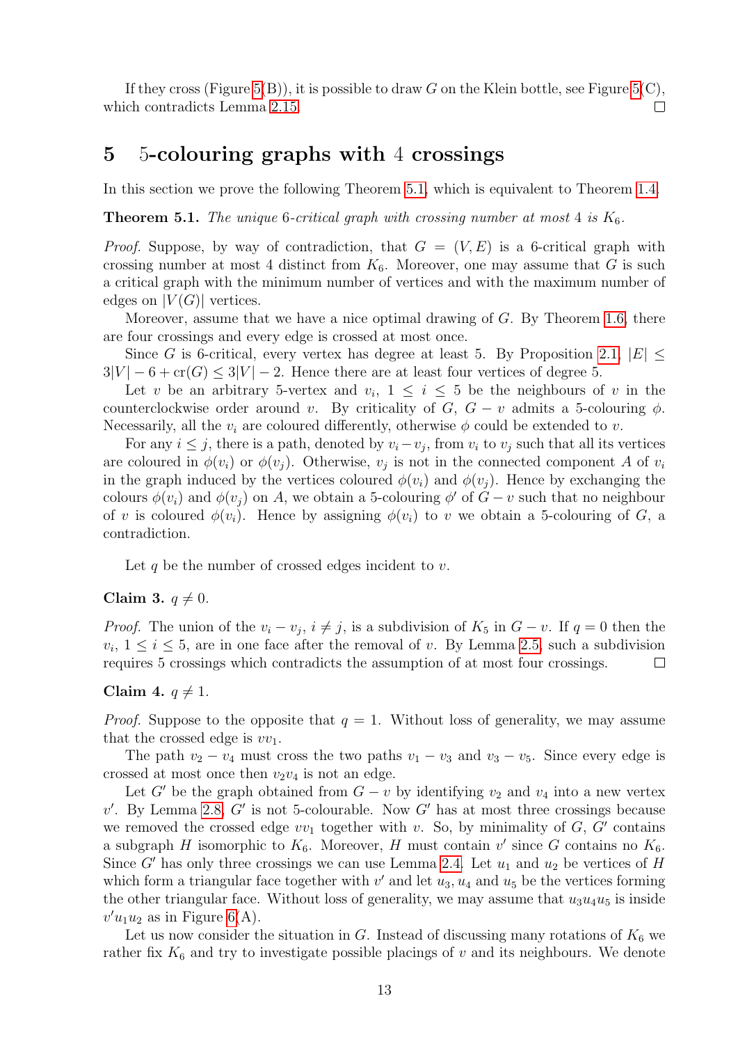If they cross (Figure 5(B)), it is possible to draw $G$ on the Klein bottle, see Figure 5(C), which contradicts Lemma 2.15. □

## 5 5-colouring graphs with 4 crossings

In this section we prove the following Theorem 5.1, which is equivalent to Theorem 1.4.

**Theorem 5.1.** *The unique 6-critical graph with crossing number at most 4 is $K_6$.*

*Proof.* Suppose, by way of contradiction, that $G = (V, E)$ is a 6-critical graph with crossing number at most 4 distinct from $K_6$. Moreover, one may assume that $G$ is such a critical graph with the minimum number of vertices and with the maximum number of edges on $|V(G)|$ vertices.

Moreover, assume that we have a nice optimal drawing of $G$. By Theorem 1.6, there are four crossings and every edge is crossed at most once.

Since $G$ is 6-critical, every vertex has degree at least 5. By Proposition 2.1, $|E| \leq 3|V| - 6 + \mathrm{cr}(G) \leq 3|V| - 2$. Hence there are at least four vertices of degree 5.

Let $v$ be an arbitrary 5-vertex and $v_i$, $1 \leq i \leq 5$ be the neighbours of $v$ in the counterclockwise order around $v$. By criticality of $G$, $G - v$ admits a 5-colouring $\phi$. Necessarily, all the $v_i$ are coloured differently, otherwise $\phi$ could be extended to $v$.

For any $i \leq j$, there is a path, denoted by $v_i - v_j$, from $v_i$ to $v_j$ such that all its vertices are coloured in $\phi(v_i)$ or $\phi(v_j)$. Otherwise, $v_j$ is not in the connected component $A$ of $v_i$ in the graph induced by the vertices coloured $\phi(v_i)$ and $\phi(v_j)$. Hence by exchanging the colours $\phi(v_i)$ and $\phi(v_j)$ on $A$, we obtain a 5-colouring $\phi'$ of $G - v$ such that no neighbour of $v$ is coloured $\phi(v_i)$. Hence by assigning $\phi(v_i)$ to $v$ we obtain a 5-colouring of $G$, a contradiction.

Let $q$ be the number of crossed edges incident to $v$.

**Claim 3.** $q \neq 0$.

*Proof.* The union of the $v_i - v_j$, $i \neq j$, is a subdivision of $K_5$ in $G - v$. If $q = 0$ then the $v_i$, $1 \leq i \leq 5$, are in one face after the removal of $v$. By Lemma 2.5, such a subdivision requires 5 crossings which contradicts the assumption of at most four crossings. □

**Claim 4.** $q \neq 1$.

*Proof.* Suppose to the opposite that $q = 1$. Without loss of generality, we may assume that the crossed edge is $vv_1$.

The path $v_2 - v_4$ must cross the two paths $v_1 - v_3$ and $v_3 - v_5$. Since every edge is crossed at most once then $v_2v_4$ is not an edge.

Let $G'$ be the graph obtained from $G - v$ by identifying $v_2$ and $v_4$ into a new vertex $v'$. By Lemma 2.8, $G'$ is not 5-colourable. Now $G'$ has at most three crossings because we removed the crossed edge $vv_1$ together with $v$. So, by minimality of $G$, $G'$ contains a subgraph $H$ isomorphic to $K_6$. Moreover, $H$ must contain $v'$ since $G$ contains no $K_6$. Since $G'$ has only three crossings we can use Lemma 2.4. Let $u_1$ and $u_2$ be vertices of $H$ which form a triangular face together with $v'$ and let $u_3, u_4$ and $u_5$ be the vertices forming the other triangular face. Without loss of generality, we may assume that $u_3u_4u_5$ is inside $v'u_1u_2$ as in Figure 6(A).

Let us now consider the situation in $G$. Instead of discussing many rotations of $K_6$ we rather fix $K_6$ and try to investigate possible placings of $v$ and its neighbours. We denote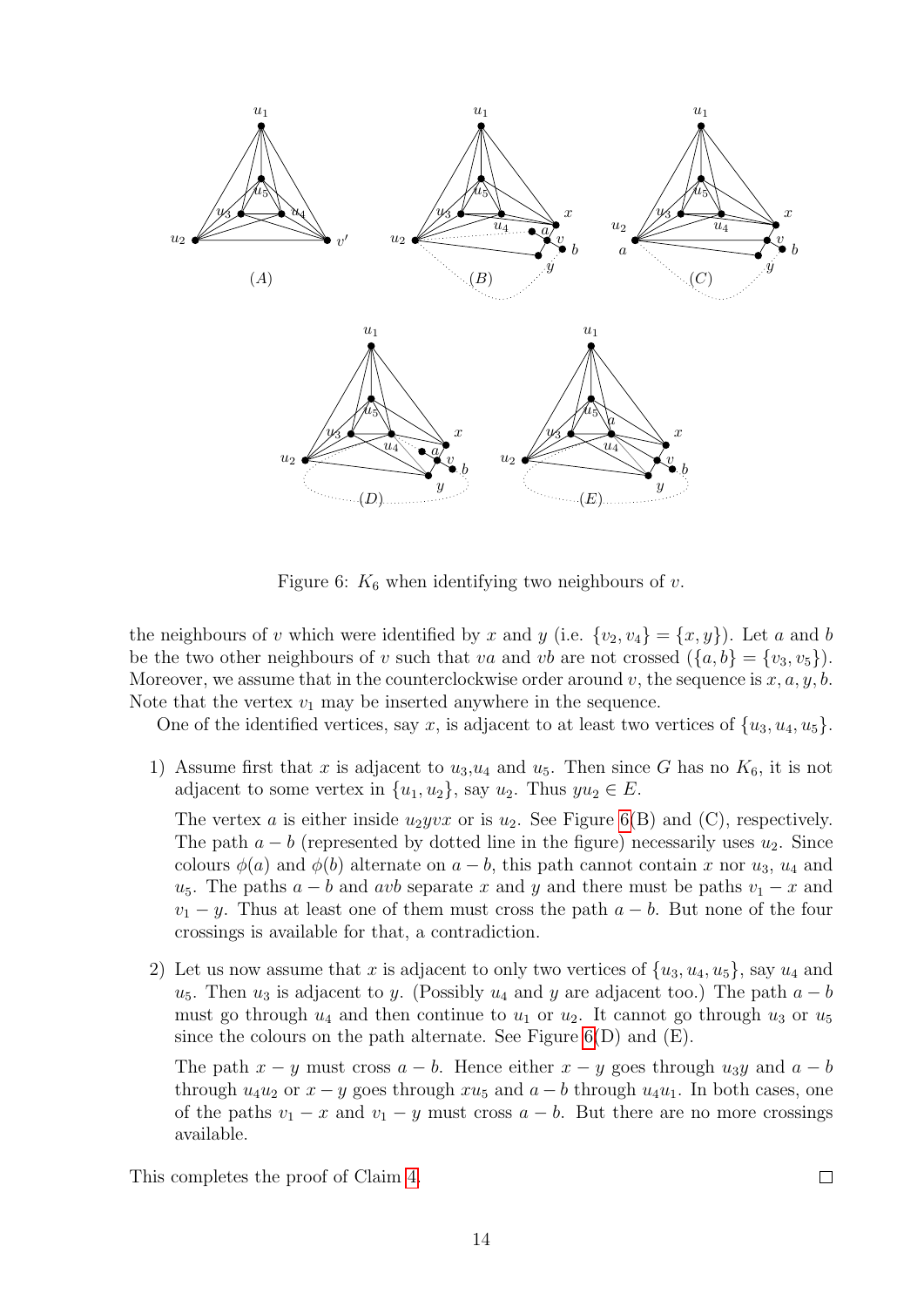Figure 6: $K_6$ when identifying two neighbours of $v$.

the neighbours of $v$ which were identified by $x$ and $y$ (i.e. $\{v_2, v_4\} = \{x, y\}$). Let $a$ and $b$ be the two other neighbours of $v$ such that $va$ and $vb$ are not crossed ($\{a, b\} = \{v_3, v_5\}$). Moreover, we assume that in the counterclockwise order around $v$, the sequence is $x, a, y, b$. Note that the vertex $v_1$ may be inserted anywhere in the sequence.

One of the identified vertices, say $x$, is adjacent to at least two vertices of $\{u_3, u_4, u_5\}$.

1) Assume first that $x$ is adjacent to $u_3$,$u_4$ and $u_5$. Then since $G$ has no $K_6$, it is not adjacent to some vertex in $\{u_1, u_2\}$, say $u_2$. Thus $yu_2 \in E$.

   The vertex $a$ is either inside $u_2yvx$ or is $u_2$. See Figure 6(B) and (C), respectively. The path $a - b$ (represented by dotted line in the figure) necessarily uses $u_2$. Since colours $\phi(a)$ and $\phi(b)$ alternate on $a - b$, this path cannot contain $x$ nor $u_3$, $u_4$ and $u_5$. The paths $a - b$ and $avb$ separate $x$ and $y$ and there must be paths $v_1 - x$ and $v_1 - y$. Thus at least one of them must cross the path $a - b$. But none of the four crossings is available for that, a contradiction.

2) Let us now assume that $x$ is adjacent to only two vertices of $\{u_3, u_4, u_5\}$, say $u_4$ and $u_5$. Then $u_3$ is adjacent to $y$. (Possibly $u_4$ and $y$ are adjacent too.) The path $a - b$ must go through $u_4$ and then continue to $u_1$ or $u_2$. It cannot go through $u_3$ or $u_5$ since the colours on the path alternate. See Figure 6(D) and (E).

   The path $x - y$ must cross $a - b$. Hence either $x - y$ goes through $u_3y$ and $a - b$ through $u_4u_2$ or $x - y$ goes through $xu_5$ and $a - b$ through $u_4u_1$. In both cases, one of the paths $v_1 - x$ and $v_1 - y$ must cross $a - b$. But there are no more crossings available.

This completes the proof of Claim 4. □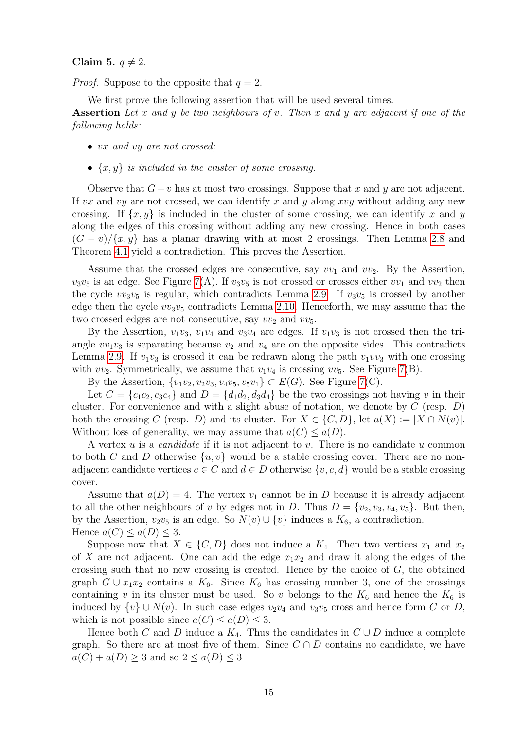**Claim 5.** $q \neq 2$.

*Proof.* Suppose to the opposite that $q = 2$.

We first prove the following assertion that will be used several times.

**Assertion** *Let $x$ and $y$ be two neighbours of $v$. Then $x$ and $y$ are adjacent if one of the following holds:*

- *$vx$ and $vy$ are not crossed;*
- *$\{x, y\}$ is included in the cluster of some crossing.*

Observe that $G - v$ has at most two crossings. Suppose that $x$ and $y$ are not adjacent. If $vx$ and $vy$ are not crossed, we can identify $x$ and $y$ along $xvy$ without adding any new crossing. If $\{x, y\}$ is included in the cluster of some crossing, we can identify $x$ and $y$ along the edges of this crossing without adding any new crossing. Hence in both cases $(G - v)/\{x, y\}$ has a planar drawing with at most 2 crossings. Then Lemma 2.8 and Theorem 4.1 yield a contradiction. This proves the Assertion.

Assume that the crossed edges are consecutive, say $vv_1$ and $vv_2$. By the Assertion, $v_3v_5$ is an edge. See Figure 7(A). If $v_3v_5$ is not crossed or crosses either $vv_1$ and $vv_2$ then the cycle $vv_3v_5$ is regular, which contradicts Lemma 2.9. If $v_3v_5$ is crossed by another edge then the cycle $vv_3v_5$ contradicts Lemma 2.10. Henceforth, we may assume that the two crossed edges are not consecutive, say $vv_2$ and $vv_5$.

By the Assertion, $v_1v_3$, $v_1v_4$ and $v_3v_4$ are edges. If $v_1v_3$ is not crossed then the triangle $vv_1v_3$ is separating because $v_2$ and $v_4$ are on the opposite sides. This contradicts Lemma 2.9. If $v_1v_3$ is crossed it can be redrawn along the path $v_1vv_3$ with one crossing with $vv_2$. Symmetrically, we assume that $v_1v_4$ is crossing $vv_5$. See Figure 7(B).

By the Assertion, $\{v_1v_2, v_2v_3, v_4v_5, v_5v_1\} \subset E(G)$. See Figure 7(C).

Let $C = \{c_1c_2, c_3c_4\}$ and $D = \{d_1d_2, d_3d_4\}$ be the two crossings not having $v$ in their cluster. For convenience and with a slight abuse of notation, we denote by $C$ (resp. $D$) both the crossing $C$ (resp. $D$) and its cluster. For $X \in \{C, D\}$, let $a(X) := |X \cap N(v)|$. Without loss of generality, we may assume that $a(C) \leq a(D)$.

A vertex $u$ is a *candidate* if it is not adjacent to $v$. There is no candidate $u$ common to both $C$ and $D$ otherwise $\{u, v\}$ would be a stable crossing cover. There are no non-adjacent candidate vertices $c \in C$ and $d \in D$ otherwise $\{v, c, d\}$ would be a stable crossing cover.

Assume that $a(D) = 4$. The vertex $v_1$ cannot be in $D$ because it is already adjacent to all the other neighbours of $v$ by edges not in $D$. Thus $D = \{v_2, v_3, v_4, v_5\}$. But then, by the Assertion, $v_2v_5$ is an edge. So $N(v) \cup \{v\}$ induces a $K_6$, a contradiction.
Hence $a(C) \leq a(D) \leq 3$.

Suppose now that $X \in \{C, D\}$ does not induce a $K_4$. Then two vertices $x_1$ and $x_2$ of $X$ are not adjacent. One can add the edge $x_1x_2$ and draw it along the edges of the crossing such that no new crossing is created. Hence by the choice of $G$, the obtained graph $G \cup x_1x_2$ contains a $K_6$. Since $K_6$ has crossing number 3, one of the crossings containing $v$ in its cluster must be used. So $v$ belongs to the $K_6$ and hence the $K_6$ is induced by $\{v\} \cup N(v)$. In such case edges $v_2v_4$ and $v_3v_5$ cross and hence form $C$ or $D$, which is not possible since $a(C) \leq a(D) \leq 3$.

Hence both $C$ and $D$ induce a $K_4$. Thus the candidates in $C \cup D$ induce a complete graph. So there are at most five of them. Since $C \cap D$ contains no candidate, we have $a(C) + a(D) \geq 3$ and so $2 \leq a(D) \leq 3$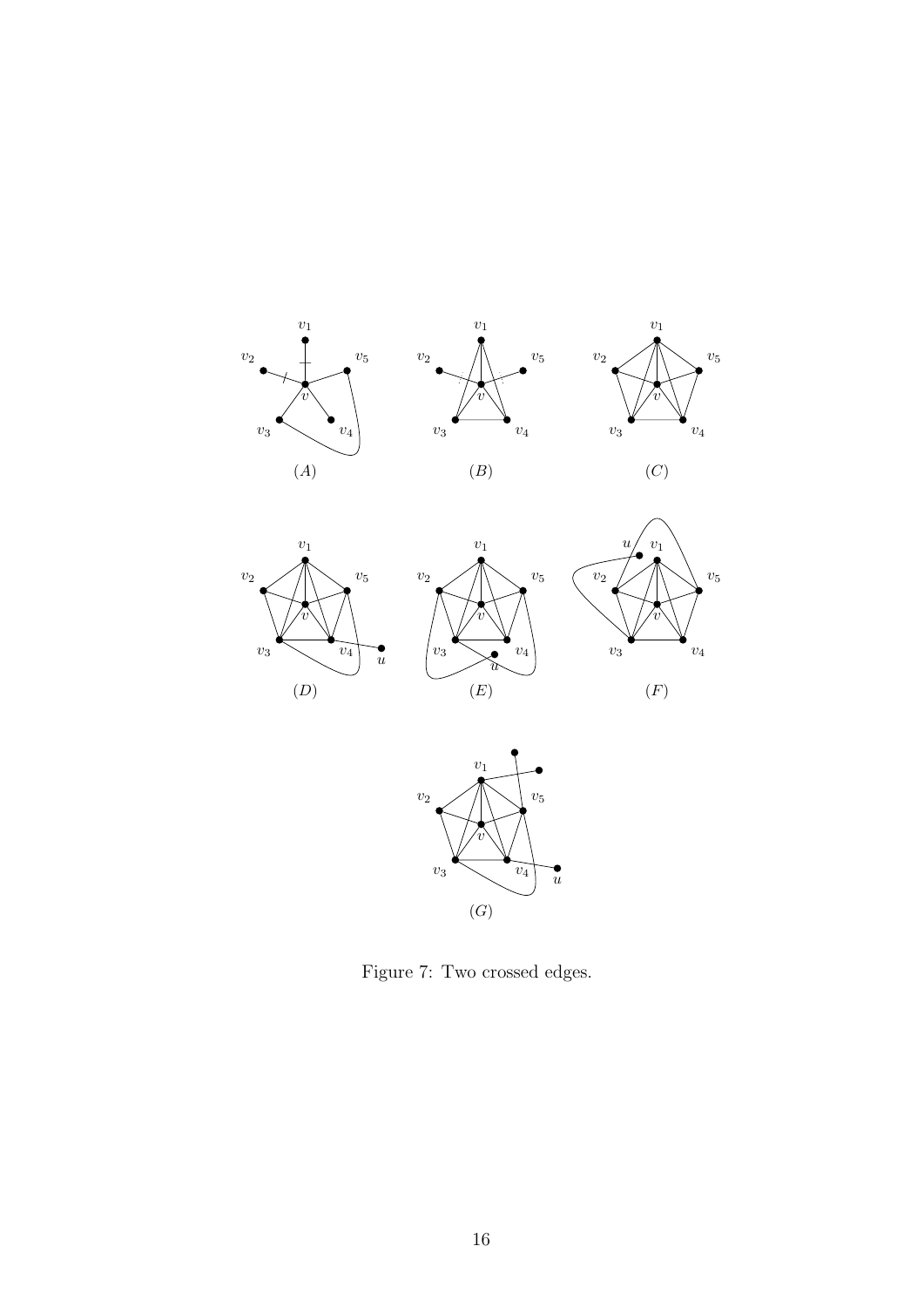Figure 7: Two crossed edges.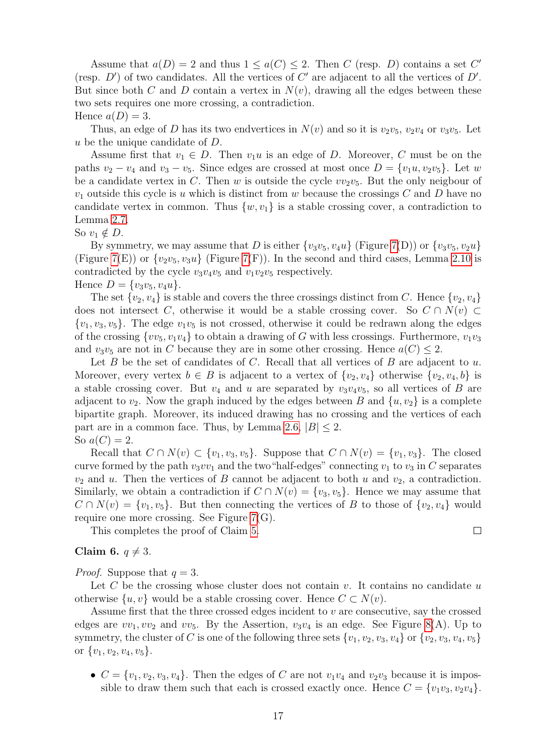Assume that $a(D) = 2$ and thus $1 \leq a(C) \leq 2$. Then $C$ (resp. $D$) contains a set $C'$ (resp. $D'$) of two candidates. All the vertices of $C'$ are adjacent to all the vertices of $D'$. But since both $C$ and $D$ contain a vertex in $N(v)$, drawing all the edges between these two sets requires one more crossing, a contradiction.

Hence $a(D) = 3$.

Thus, an edge of $D$ has its two endvertices in $N(v)$ and so it is $v_2v_5$, $v_2v_4$ or $v_3v_5$. Let $u$ be the unique candidate of $D$.

Assume first that $v_1 \in D$. Then $v_1u$ is an edge of $D$. Moreover, $C$ must be on the paths $v_2 - v_4$ and $v_3 - v_5$. Since edges are crossed at most once $D = \{v_1u, v_2v_5\}$. Let $w$ be a candidate vertex in $C$. Then $w$ is outside the cycle $vv_2v_5$. But the only neigbour of $v_1$ outside this cycle is $u$ which is distinct from $w$ because the crossings $C$ and $D$ have no candidate vertex in common. Thus $\{w, v_1\}$ is a stable crossing cover, a contradiction to Lemma 2.7.

So $v_1 \notin D$.

By symmetry, we may assume that $D$ is either $\{v_3v_5, v_4u\}$ (Figure 7(D)) or $\{v_3v_5, v_2u\}$ (Figure 7(E)) or $\{v_2v_5, v_3u\}$ (Figure 7(F)). In the second and third cases, Lemma 2.10 is contradicted by the cycle $v_3v_4v_5$ and $v_1v_2v_5$ respectively.

Hence $D = \{v_3v_5, v_4u\}$.

The set $\{v_2, v_4\}$ is stable and covers the three crossings distinct from $C$. Hence $\{v_2, v_4\}$ does not intersect $C$, otherwise it would be a stable crossing cover. So $C \cap N(v) \subset \{v_1, v_3, v_5\}$. The edge $v_1v_5$ is not crossed, otherwise it could be redrawn along the edges of the crossing $\{vv_5, v_1v_4\}$ to obtain a drawing of $G$ with less crossings. Furthermore, $v_1v_3$ and $v_3v_5$ are not in $C$ because they are in some other crossing. Hence $a(C) \leq 2$.

Let $B$ be the set of candidates of $C$. Recall that all vertices of $B$ are adjacent to $u$. Moreover, every vertex $b \in B$ is adjacent to a vertex of $\{v_2, v_4\}$ otherwise $\{v_2, v_4, b\}$ is a stable crossing cover. But $v_4$ and $u$ are separated by $v_3v_4v_5$, so all vertices of $B$ are adjacent to $v_2$. Now the graph induced by the edges between $B$ and $\{u, v_2\}$ is a complete bipartite graph. Moreover, its induced drawing has no crossing and the vertices of each part are in a common face. Thus, by Lemma 2.6, $|B| \leq 2$.

So $a(C) = 2$.

Recall that $C \cap N(v) \subset \{v_1, v_3, v_5\}$. Suppose that $C \cap N(v) = \{v_1, v_3\}$. The closed curve formed by the path $v_3vv_1$ and the two "half-edges" connecting $v_1$ to $v_3$ in $C$ separates $v_2$ and $u$. Then the vertices of $B$ cannot be adjacent to both $u$ and $v_2$, a contradiction. Similarly, we obtain a contradiction if $C \cap N(v) = \{v_3, v_5\}$. Hence we may assume that $C \cap N(v) = \{v_1, v_5\}$. But then connecting the vertices of $B$ to those of $\{v_2, v_4\}$ would require one more crossing. See Figure 7(G).

This completes the proof of Claim 5. $\square$

**Claim 6.** $q \neq 3$.

*Proof.* Suppose that $q = 3$.

Let $C$ be the crossing whose cluster does not contain $v$. It contains no candidate $u$ otherwise $\{u, v\}$ would be a stable crossing cover. Hence $C \subset N(v)$.

Assume first that the three crossed edges incident to $v$ are consecutive, say the crossed edges are $vv_1$, $vv_2$ and $vv_5$. By the Assertion, $v_3v_4$ is an edge. See Figure 8(A). Up to symmetry, the cluster of $C$ is one of the following three sets $\{v_1, v_2, v_3, v_4\}$ or $\{v_2, v_3, v_4, v_5\}$ or $\{v_1, v_2, v_4, v_5\}$.

- $C = \{v_1, v_2, v_3, v_4\}$. Then the edges of $C$ are not $v_1v_4$ and $v_2v_3$ because it is impossible to draw them such that each is crossed exactly once. Hence $C = \{v_1v_3, v_2v_4\}$.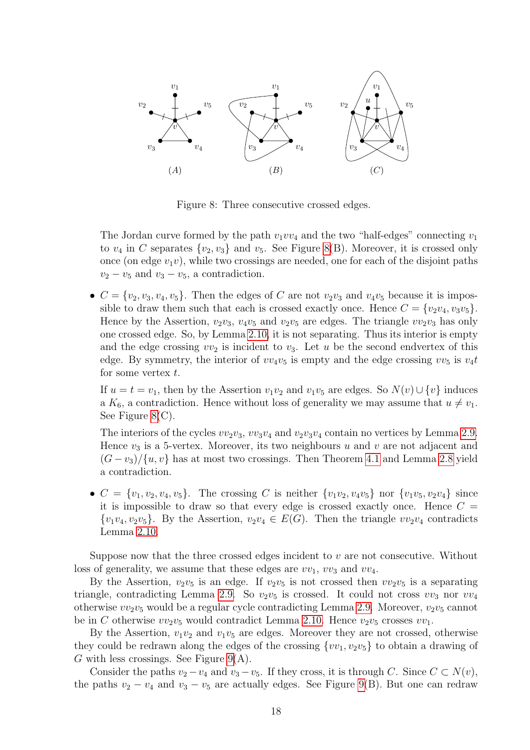Figure 8: Three consecutive crossed edges.

The Jordan curve formed by the path $v_1 v v_4$ and the two "half-edges" connecting $v_1$ to $v_4$ in $C$ separates $\{v_2, v_3\}$ and $v_5$. See Figure 8(B). Moreover, it is crossed only once (on edge $v_1v$), while two crossings are needed, one for each of the disjoint paths $v_2 - v_5$ and $v_3 - v_5$, a contradiction.

- $C = \{v_2, v_3, v_4, v_5\}$. Then the edges of $C$ are not $v_2v_3$ and $v_4v_5$ because it is impossible to draw them such that each is crossed exactly once. Hence $C = \{v_2v_4, v_3v_5\}$. Hence by the Assertion, $v_2v_3$, $v_4v_5$ and $v_2v_5$ are edges. The triangle $vv_2v_3$ has only one crossed edge. So, by Lemma 2.10, it is not separating. Thus its interior is empty and the edge crossing $vv_2$ is incident to $v_3$. Let $u$ be the second endvertex of this edge. By symmetry, the interior of $vv_4v_5$ is empty and the edge crossing $vv_5$ is $v_4t$ for some vertex $t$.

  If $u = t = v_1$, then by the Assertion $v_1v_2$ and $v_1v_5$ are edges. So $N(v) \cup \{v\}$ induces a $K_6$, a contradiction. Hence without loss of generality we may assume that $u \neq v_1$. See Figure 8(C).

  The interiors of the cycles $vv_2v_3$, $vv_3v_4$ and $v_2v_3v_4$ contain no vertices by Lemma 2.9. Hence $v_3$ is a 5-vertex. Moreover, its two neighbours $u$ and $v$ are not adjacent and $(G - v_3)/\{u, v\}$ has at most two crossings. Then Theorem 4.1 and Lemma 2.8 yield a contradiction.

- $C = \{v_1, v_2, v_4, v_5\}$. The crossing $C$ is neither $\{v_1v_2, v_4v_5\}$ nor $\{v_1v_5, v_2v_4\}$ since it is impossible to draw so that every edge is crossed exactly once. Hence $C = \{v_1v_4, v_2v_5\}$. By the Assertion, $v_2v_4 \in E(G)$. Then the triangle $vv_2v_4$ contradicts Lemma 2.10.

Suppose now that the three crossed edges incident to $v$ are not consecutive. Without loss of generality, we assume that these edges are $vv_1$, $vv_3$ and $vv_4$.

By the Assertion, $v_2v_5$ is an edge. If $v_2v_5$ is not crossed then $vv_2v_5$ is a separating triangle, contradicting Lemma 2.9. So $v_2v_5$ is crossed. It could not cross $vv_3$ nor $vv_4$ otherwise $vv_2v_5$ would be a regular cycle contradicting Lemma 2.9. Moreover, $v_2v_5$ cannot be in $C$ otherwise $vv_2v_5$ would contradict Lemma 2.10. Hence $v_2v_5$ crosses $vv_1$.

By the Assertion, $v_1v_2$ and $v_1v_5$ are edges. Moreover they are not crossed, otherwise they could be redrawn along the edges of the crossing $\{vv_1, v_2v_5\}$ to obtain a drawing of $G$ with less crossings. See Figure 9(A).

Consider the paths $v_2 - v_4$ and $v_3 - v_5$. If they cross, it is through $C$. Since $C \subset N(v)$, the paths $v_2 - v_4$ and $v_3 - v_5$ are actually edges. See Figure 9(B). But one can redraw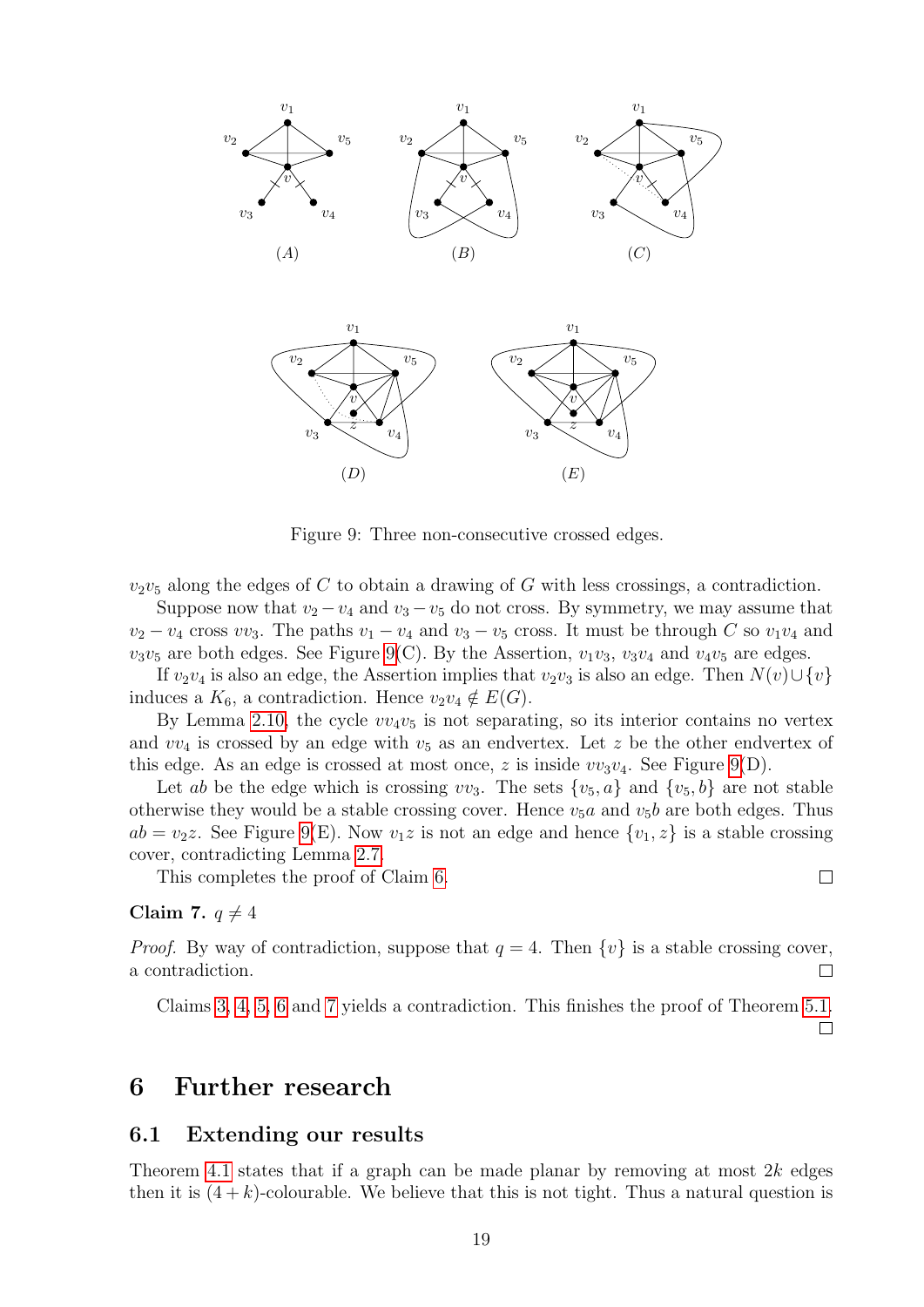Figure 9: Three non-consecutive crossed edges.

$v_2v_5$ along the edges of $C$ to obtain a drawing of $G$ with less crossings, a contradiction.

Suppose now that $v_2 - v_4$ and $v_3 - v_5$ do not cross. By symmetry, we may assume that $v_2 - v_4$ cross $vv_3$. The paths $v_1 - v_4$ and $v_3 - v_5$ cross. It must be through $C$ so $v_1v_4$ and $v_3v_5$ are both edges. See Figure 9(C). By the Assertion, $v_1v_3$, $v_3v_4$ and $v_4v_5$ are edges.

If $v_2v_4$ is also an edge, the Assertion implies that $v_2v_3$ is also an edge. Then $N(v) \cup \{v\}$ induces a $K_6$, a contradiction. Hence $v_2v_4 \notin E(G)$.

By Lemma 2.10, the cycle $vv_4v_5$ is not separating, so its interior contains no vertex and $vv_4$ is crossed by an edge with $v_5$ as an endvertex. Let $z$ be the other endvertex of this edge. As an edge is crossed at most once, $z$ is inside $vv_3v_4$. See Figure 9(D).

Let $ab$ be the edge which is crossing $vv_3$. The sets $\{v_5, a\}$ and $\{v_5, b\}$ are not stable otherwise they would be a stable crossing cover. Hence $v_5a$ and $v_5b$ are both edges. Thus $ab = v_2z$. See Figure 9(E). Now $v_1z$ is not an edge and hence $\{v_1, z\}$ is a stable crossing cover, contradicting Lemma 2.7.

This completes the proof of Claim 6. □

**Claim 7.** $q \neq 4$

*Proof.* By way of contradiction, suppose that $q = 4$. Then $\{v\}$ is a stable crossing cover, a contradiction. □

Claims 3, 4, 5, 6 and 7 yields a contradiction. This finishes the proof of Theorem 5.1. □

# 6 Further research

## 6.1 Extending our results

Theorem 4.1 states that if a graph can be made planar by removing at most $2k$ edges then it is $(4 + k)$-colourable. We believe that this is not tight. Thus a natural question is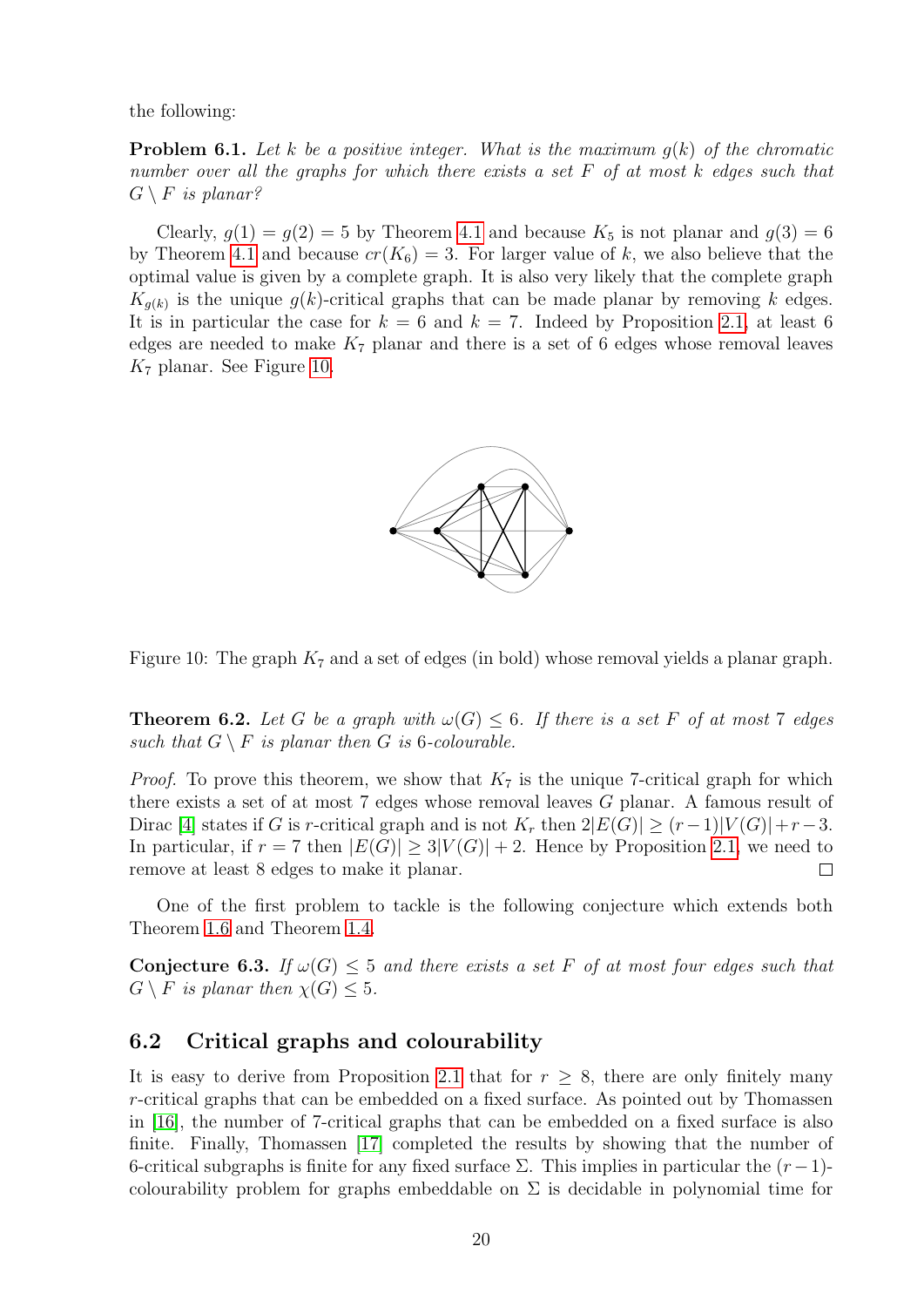the following:

**Problem 6.1.** *Let $k$ be a positive integer. What is the maximum $g(k)$ of the chromatic number over all the graphs for which there exists a set $F$ of at most $k$ edges such that $G \setminus F$ is planar?*

Clearly, $g(1) = g(2) = 5$ by Theorem 4.1 and because $K_5$ is not planar and $g(3) = 6$ by Theorem 4.1 and because $cr(K_6) = 3$. For larger value of $k$, we also believe that the optimal value is given by a complete graph. It is also very likely that the complete graph $K_{g(k)}$ is the unique $g(k)$-critical graphs that can be made planar by removing $k$ edges. It is in particular the case for $k = 6$ and $k = 7$. Indeed by Proposition 2.1, at least 6 edges are needed to make $K_7$ planar and there is a set of 6 edges whose removal leaves $K_7$ planar. See Figure 10.

Figure 10: The graph $K_7$ and a set of edges (in bold) whose removal yields a planar graph.

**Theorem 6.2.** *Let $G$ be a graph with $\omega(G) \leq 6$. If there is a set $F$ of at most 7 edges such that $G \setminus F$ is planar then $G$ is 6-colourable.*

*Proof.* To prove this theorem, we show that $K_7$ is the unique 7-critical graph for which there exists a set of at most 7 edges whose removal leaves $G$ planar. A famous result of Dirac [4] states if $G$ is $r$-critical graph and is not $K_r$ then $2|E(G)| \geq (r-1)|V(G)| + r - 3$. In particular, if $r = 7$ then $|E(G)| \geq 3|V(G)| + 2$. Hence by Proposition 2.1, we need to remove at least 8 edges to make it planar. □

One of the first problem to tackle is the following conjecture which extends both Theorem 1.6 and Theorem 1.4.

**Conjecture 6.3.** *If $\omega(G) \leq 5$ and there exists a set $F$ of at most four edges such that $G \setminus F$ is planar then $\chi(G) \leq 5$.*

## 6.2 Critical graphs and colourability

It is easy to derive from Proposition 2.1 that for $r \geq 8$, there are only finitely many $r$-critical graphs that can be embedded on a fixed surface. As pointed out by Thomassen in [16], the number of 7-critical graphs that can be embedded on a fixed surface is also finite. Finally, Thomassen [17] completed the results by showing that the number of 6-critical subgraphs is finite for any fixed surface $\Sigma$. This implies in particular the $(r-1)$-colourability problem for graphs embeddable on $\Sigma$ is decidable in polynomial time for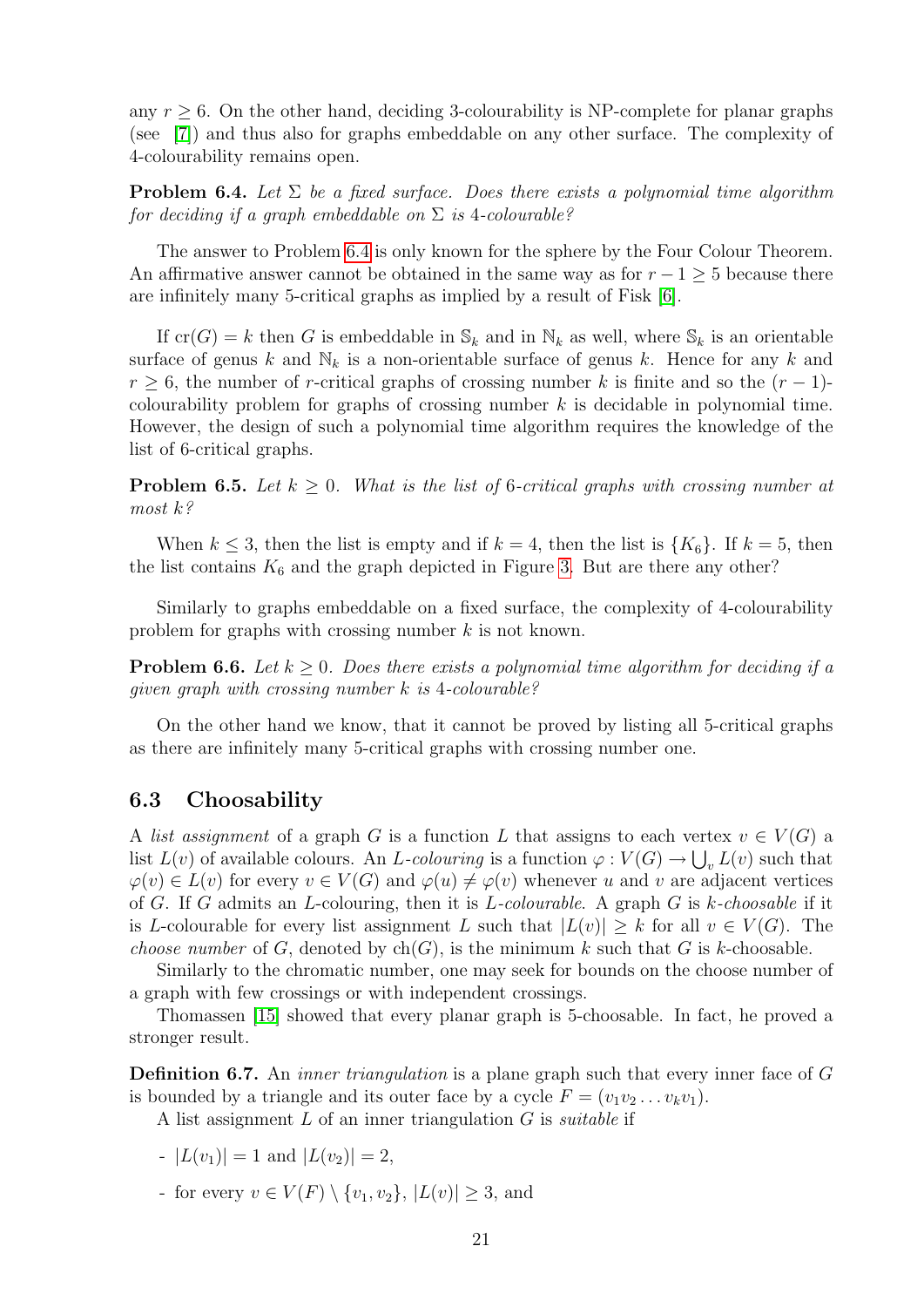any $r \geq 6$. On the other hand, deciding 3-colourability is NP-complete for planar graphs (see [7]) and thus also for graphs embeddable on any other surface. The complexity of 4-colourability remains open.

**Problem 6.4.** *Let $\Sigma$ be a fixed surface. Does there exists a polynomial time algorithm for deciding if a graph embeddable on $\Sigma$ is 4-colourable?*

The answer to Problem 6.4 is only known for the sphere by the Four Colour Theorem. An affirmative answer cannot be obtained in the same way as for $r-1 \geq 5$ because there are infinitely many 5-critical graphs as implied by a result of Fisk [6].

If $\mathrm{cr}(G) = k$ then $G$ is embeddable in $\mathbb{S}_k$ and in $\mathbb{N}_k$ as well, where $\mathbb{S}_k$ is an orientable surface of genus $k$ and $\mathbb{N}_k$ is a non-orientable surface of genus $k$. Hence for any $k$ and $r \geq 6$, the number of $r$-critical graphs of crossing number $k$ is finite and so the $(r-1)$-colourability problem for graphs of crossing number $k$ is decidable in polynomial time. However, the design of such a polynomial time algorithm requires the knowledge of the list of 6-critical graphs.

**Problem 6.5.** *Let $k \geq 0$. What is the list of 6-critical graphs with crossing number at most $k$?*

When $k \leq 3$, then the list is empty and if $k = 4$, then the list is $\{K_6\}$. If $k = 5$, then the list contains $K_6$ and the graph depicted in Figure 3. But are there any other?

Similarly to graphs embeddable on a fixed surface, the complexity of 4-colourability problem for graphs with crossing number $k$ is not known.

**Problem 6.6.** *Let $k \geq 0$. Does there exists a polynomial time algorithm for deciding if a given graph with crossing number $k$ is 4-colourable?*

On the other hand we know, that it cannot be proved by listing all 5-critical graphs as there are infinitely many 5-critical graphs with crossing number one.

## 6.3 Choosability

A *list assignment* of a graph $G$ is a function $L$ that assigns to each vertex $v \in V(G)$ a list $L(v)$ of available colours. An *$L$-colouring* is a function $\varphi : V(G) \to \bigcup_v L(v)$ such that $\varphi(v) \in L(v)$ for every $v \in V(G)$ and $\varphi(u) \neq \varphi(v)$ whenever $u$ and $v$ are adjacent vertices of $G$. If $G$ admits an $L$-colouring, then it is *$L$-colourable*. A graph $G$ is *$k$-choosable* if it is $L$-colourable for every list assignment $L$ such that $|L(v)| \geq k$ for all $v \in V(G)$. The *choose number* of $G$, denoted by $\mathrm{ch}(G)$, is the minimum $k$ such that $G$ is $k$-choosable.

Similarly to the chromatic number, one may seek for bounds on the choose number of a graph with few crossings or with independent crossings.

Thomassen [15] showed that every planar graph is 5-choosable. In fact, he proved a stronger result.

**Definition 6.7.** An *inner triangulation* is a plane graph such that every inner face of $G$ is bounded by a triangle and its outer face by a cycle $F = (v_1 v_2 \dots v_k v_1)$.

A list assignment $L$ of an inner triangulation $G$ is *suitable* if

- $|L(v_1)| = 1$ and $|L(v_2)| = 2$,
- for every $v \in V(F) \setminus \{v_1, v_2\}$, $|L(v)| \geq 3$, and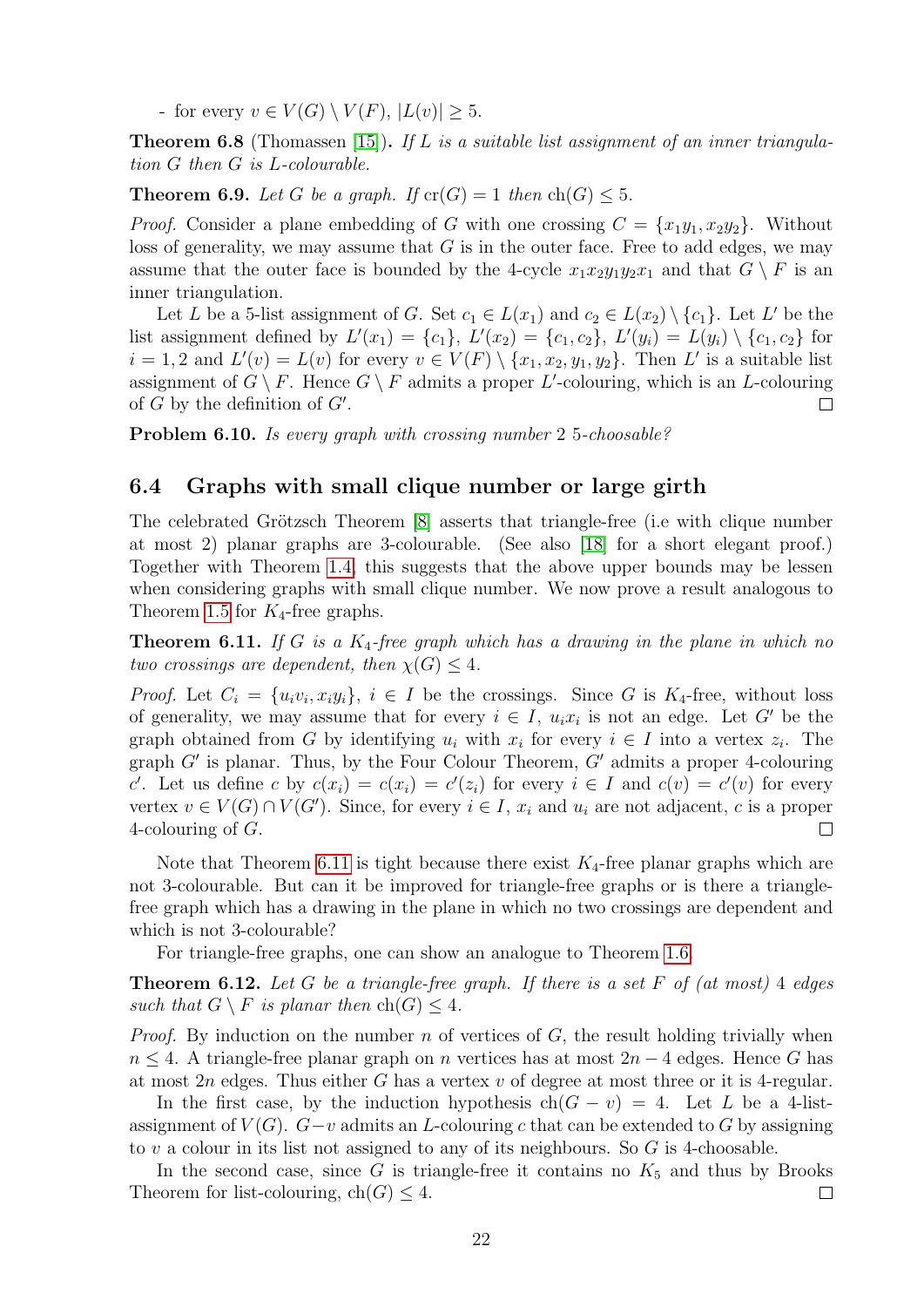- for every $v \in V(G) \setminus V(F)$, $|L(v)| \geq 5$.

**Theorem 6.8** (Thomassen [15]). *If $L$ is a suitable list assignment of an inner triangulation $G$ then $G$ is $L$-colourable.*

**Theorem 6.9.** *Let $G$ be a graph. If $\text{cr}(G) = 1$ then $\text{ch}(G) \leq 5$.*

*Proof.* Consider a plane embedding of $G$ with one crossing $C = \{x_1y_1, x_2y_2\}$. Without loss of generality, we may assume that $G$ is in the outer face. Free to add edges, we may assume that the outer face is bounded by the 4-cycle $x_1x_2y_1y_2x_1$ and that $G \setminus F$ is an inner triangulation.

Let $L$ be a 5-list assignment of $G$. Set $c_1 \in L(x_1)$ and $c_2 \in L(x_2) \setminus \{c_1\}$. Let $L'$ be the list assignment defined by $L'(x_1) = \{c_1\}$, $L'(x_2) = \{c_1, c_2\}$, $L'(y_i) = L(y_i) \setminus \{c_1, c_2\}$ for $i = 1, 2$ and $L'(v) = L(v)$ for every $v \in V(F) \setminus \{x_1, x_2, y_1, y_2\}$. Then $L'$ is a suitable list assignment of $G \setminus F$. Hence $G \setminus F$ admits a proper $L'$-colouring, which is an $L$-colouring of $G$ by the definition of $G'$. □

**Problem 6.10.** *Is every graph with crossing number 2 5-choosable?*

## 6.4 Graphs with small clique number or large girth

The celebrated Grötzsch Theorem [8] asserts that triangle-free (i.e with clique number at most 2) planar graphs are 3-colourable. (See also [18] for a short elegant proof.) Together with Theorem 1.4, this suggests that the above upper bounds may be lessen when considering graphs with small clique number. We now prove a result analogous to Theorem 1.5 for $K_4$-free graphs.

**Theorem 6.11.** *If $G$ is a $K_4$-free graph which has a drawing in the plane in which no two crossings are dependent, then $\chi(G) \leq 4$.*

*Proof.* Let $C_i = \{u_iv_i, x_iy_i\}$, $i \in I$ be the crossings. Since $G$ is $K_4$-free, without loss of generality, we may assume that for every $i \in I$, $u_ix_i$ is not an edge. Let $G'$ be the graph obtained from $G$ by identifying $u_i$ with $x_i$ for every $i \in I$ into a vertex $z_i$. The graph $G'$ is planar. Thus, by the Four Colour Theorem, $G'$ admits a proper 4-colouring $c'$. Let us define $c$ by $c(x_i) = c(x_i) = c'(z_i)$ for every $i \in I$ and $c(v) = c'(v)$ for every vertex $v \in V(G) \cap V(G')$. Since, for every $i \in I$, $x_i$ and $u_i$ are not adjacent, $c$ is a proper 4-colouring of $G$. □

Note that Theorem 6.11 is tight because there exist $K_4$-free planar graphs which are not 3-colourable. But can it be improved for triangle-free graphs or is there a triangle-free graph which has a drawing in the plane in which no two crossings are dependent and which is not 3-colourable?

For triangle-free graphs, one can show an analogue to Theorem 1.6.

**Theorem 6.12.** *Let $G$ be a triangle-free graph. If there is a set $F$ of (at most) 4 edges such that $G \setminus F$ is planar then $\text{ch}(G) \leq 4$.*

*Proof.* By induction on the number $n$ of vertices of $G$, the result holding trivially when $n \leq 4$. A triangle-free planar graph on $n$ vertices has at most $2n - 4$ edges. Hence $G$ has at most $2n$ edges. Thus either $G$ has a vertex $v$ of degree at most three or it is 4-regular.

In the first case, by the induction hypothesis $\text{ch}(G - v) = 4$. Let $L$ be a 4-list-assignment of $V(G)$. $G - v$ admits an $L$-colouring $c$ that can be extended to $G$ by assigning to $v$ a colour in its list not assigned to any of its neighbours. So $G$ is 4-choosable.

In the second case, since $G$ is triangle-free it contains no $K_5$ and thus by Brooks Theorem for list-colouring, $\text{ch}(G) \leq 4$. □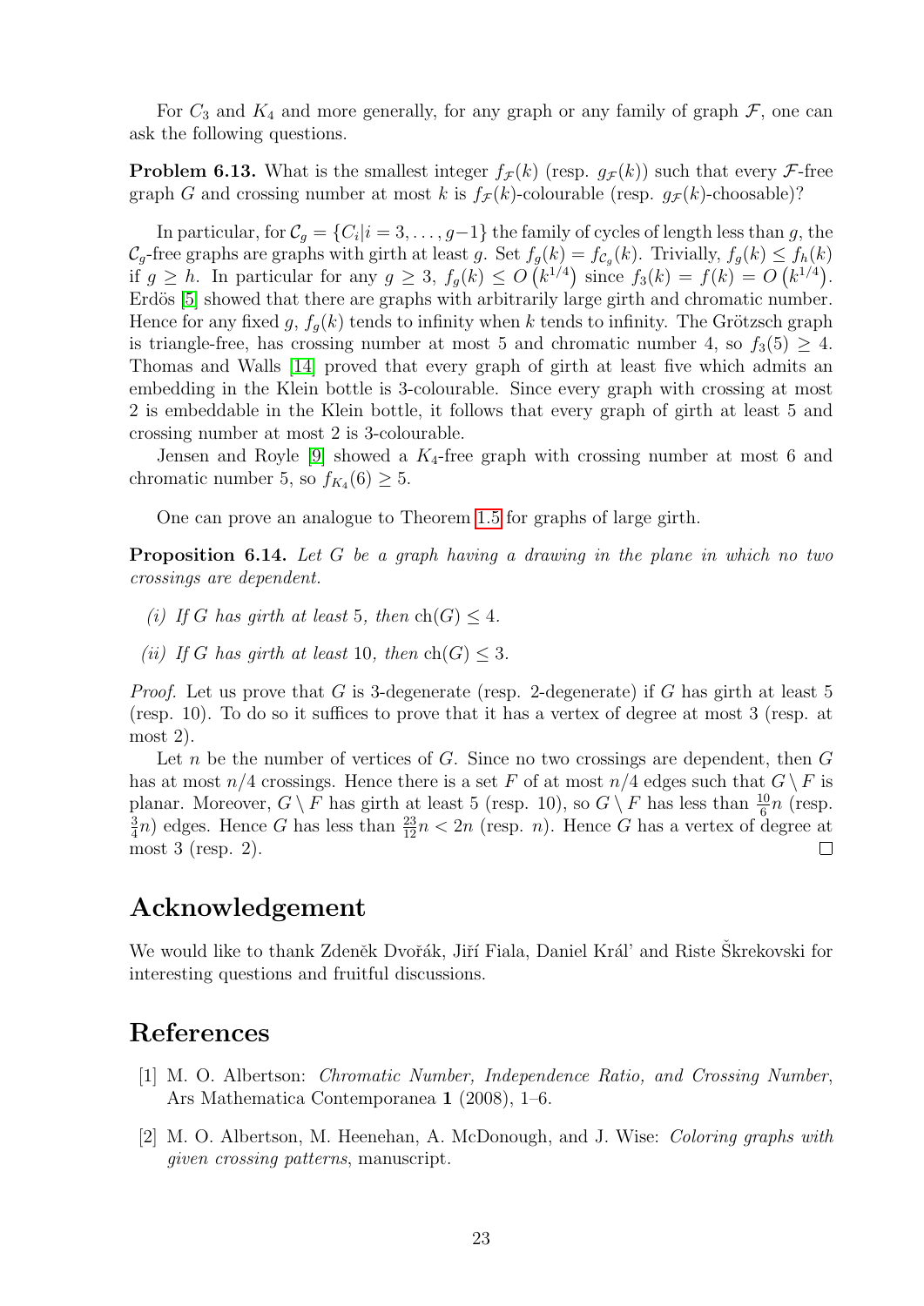For $C_3$ and $K_4$ and more generally, for any graph or any family of graph $\mathcal{F}$, one can ask the following questions.

**Problem 6.13.** What is the smallest integer $f_{\mathcal{F}}(k)$ (resp. $g_{\mathcal{F}}(k)$) such that every $\mathcal{F}$-free graph $G$ and crossing number at most $k$ is $f_{\mathcal{F}}(k)$-colourable (resp. $g_{\mathcal{F}}(k)$-choosable)?

In particular, for $\mathcal{C}_g = \{C_i | i = 3, \ldots, g-1\}$ the family of cycles of length less than $g$, the $\mathcal{C}_g$-free graphs are graphs with girth at least $g$. Set $f_g(k) = f_{\mathcal{C}_g}(k)$. Trivially, $f_g(k) \leq f_h(k)$ if $g \geq h$. In particular for any $g \geq 3$, $f_g(k) \leq O\left(k^{1/4}\right)$ since $f_3(k) = f(k) = O\left(k^{1/4}\right)$. Erdös [5] showed that there are graphs with arbitrarily large girth and chromatic number. Hence for any fixed $g$, $f_g(k)$ tends to infinity when $k$ tends to infinity. The Grötzsch graph is triangle-free, has crossing number at most 5 and chromatic number 4, so $f_3(5) \geq 4$. Thomas and Walls [14] proved that every graph of girth at least five which admits an embedding in the Klein bottle is 3-colourable. Since every graph with crossing at most 2 is embeddable in the Klein bottle, it follows that every graph of girth at least 5 and crossing number at most 2 is 3-colourable.

Jensen and Royle [9] showed a $K_4$-free graph with crossing number at most 6 and chromatic number 5, so $f_{K_4}(6) \geq 5$.

One can prove an analogue to Theorem 1.5 for graphs of large girth.

**Proposition 6.14.** *Let $G$ be a graph having a drawing in the plane in which no two crossings are dependent.*

*(i) If $G$ has girth at least 5, then $\mathrm{ch}(G) \leq 4$.*

*(ii) If $G$ has girth at least 10, then $\mathrm{ch}(G) \leq 3$.*

*Proof.* Let us prove that $G$ is 3-degenerate (resp. 2-degenerate) if $G$ has girth at least 5 (resp. 10). To do so it suffices to prove that it has a vertex of degree at most 3 (resp. at most 2).

Let $n$ be the number of vertices of $G$. Since no two crossings are dependent, then $G$ has at most $n/4$ crossings. Hence there is a set $F$ of at most $n/4$ edges such that $G \setminus F$ is planar. Moreover, $G \setminus F$ has girth at least 5 (resp. 10), so $G \setminus F$ has less than $\frac{10}{6}n$ (resp. $\frac{3}{4}n$) edges. Hence $G$ has less than $\frac{23}{12}n < 2n$ (resp. $n$). Hence $G$ has a vertex of degree at most 3 (resp. 2). □

## Acknowledgement

We would like to thank Zdeněk Dvořák, Jiří Fiala, Daniel Král' and Riste Škrekovski for interesting questions and fruitful discussions.

## References

[1] M. O. Albertson: *Chromatic Number, Independence Ratio, and Crossing Number*, Ars Mathematica Contemporanea **1** (2008), 1–6.

[2] M. O. Albertson, M. Heenehan, A. McDonough, and J. Wise: *Coloring graphs with given crossing patterns*, manuscript.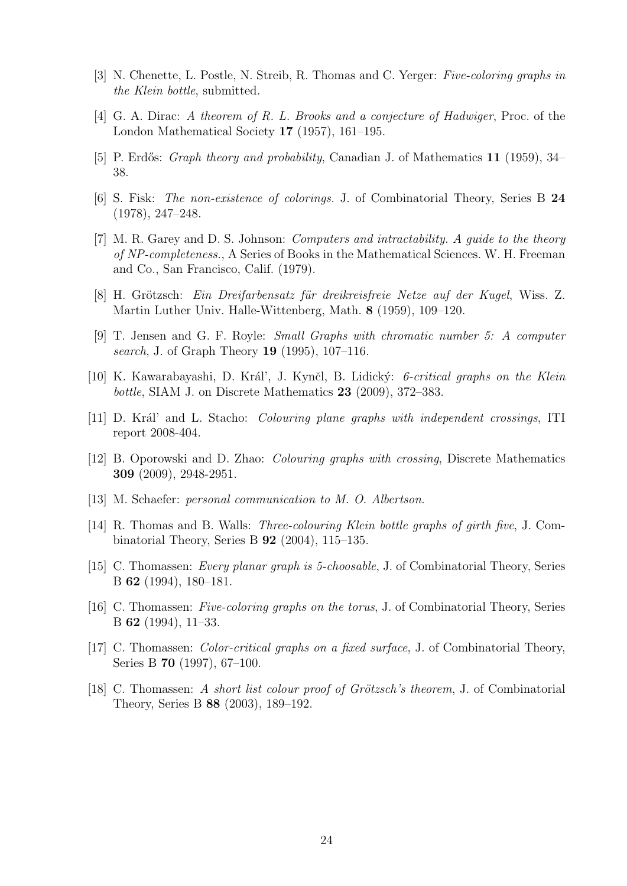[3] N. Chenette, L. Postle, N. Streib, R. Thomas and C. Yerger: *Five-coloring graphs in the Klein bottle*, submitted.

[4] G. A. Dirac: *A theorem of R. L. Brooks and a conjecture of Hadwiger*, Proc. of the London Mathematical Society **17** (1957), 161–195.

[5] P. Erdős: *Graph theory and probability*, Canadian J. of Mathematics **11** (1959), 34–38.

[6] S. Fisk: *The non-existence of colorings*. J. of Combinatorial Theory, Series B **24** (1978), 247–248.

[7] M. R. Garey and D. S. Johnson: *Computers and intractability. A guide to the theory of NP-completeness.*, A Series of Books in the Mathematical Sciences. W. H. Freeman and Co., San Francisco, Calif. (1979).

[8] H. Grötzsch: *Ein Dreifarbensatz für dreikreisfreie Netze auf der Kugel*, Wiss. Z. Martin Luther Univ. Halle-Wittenberg, Math. **8** (1959), 109–120.

[9] T. Jensen and G. F. Royle: *Small Graphs with chromatic number 5: A computer search*, J. of Graph Theory **19** (1995), 107–116.

[10] K. Kawarabayashi, D. Král', J. Kynčl, B. Lidický: *6-critical graphs on the Klein bottle*, SIAM J. on Discrete Mathematics **23** (2009), 372–383.

[11] D. Král' and L. Stacho: *Colouring plane graphs with independent crossings*, ITI report 2008-404.

[12] B. Oporowski and D. Zhao: *Colouring graphs with crossing*, Discrete Mathematics **309** (2009), 2948-2951.

[13] M. Schaefer: *personal communication to M. O. Albertson*.

[14] R. Thomas and B. Walls: *Three-colouring Klein bottle graphs of girth five*, J. Combinatorial Theory, Series B **92** (2004), 115–135.

[15] C. Thomassen: *Every planar graph is 5-choosable*, J. of Combinatorial Theory, Series B **62** (1994), 180–181.

[16] C. Thomassen: *Five-coloring graphs on the torus*, J. of Combinatorial Theory, Series B **62** (1994), 11–33.

[17] C. Thomassen: *Color-critical graphs on a fixed surface*, J. of Combinatorial Theory, Series B **70** (1997), 67–100.

[18] C. Thomassen: *A short list colour proof of Grötzsch's theorem*, J. of Combinatorial Theory, Series B **88** (2003), 189–192.